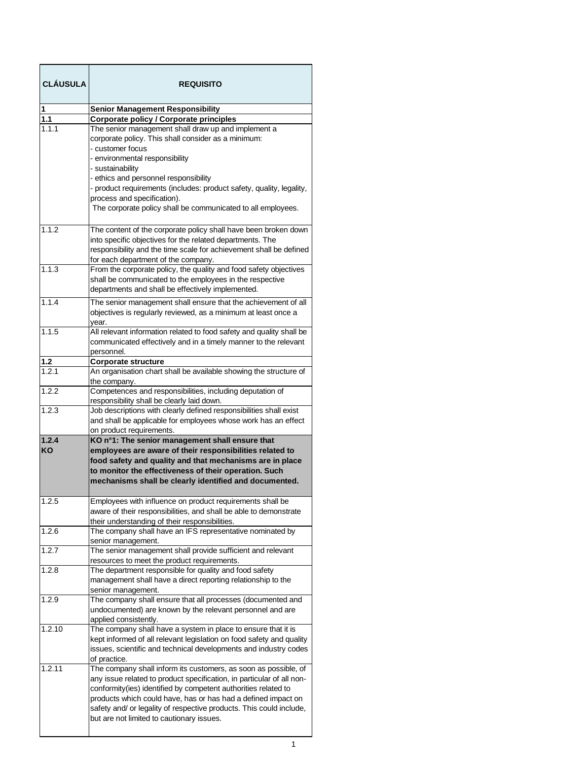| CLÁUSULA | REQUISITO |
|---|---|
| **1** | **Senior Management Responsibility** |
| **1.1** | **Corporate policy / Corporate principles** |
| 1.1.1 | The senior management shall draw up and implement a corporate policy. This shall consider as a minimum:<br>- customer focus<br>- environmental responsibility<br>- sustainability<br>- ethics and personnel responsibility<br>- product requirements (includes: product safety, quality, legality, process and specification).<br>The corporate policy shall be communicated to all employees. |
| 1.1.2 | The content of the corporate policy shall have been broken down into specific objectives for the related departments. The responsibility and the time scale for achievement shall be defined for each department of the company. |
| 1.1.3 | From the corporate policy, the quality and food safety objectives shall be communicated to the employees in the respective departments and shall be effectively implemented. |
| 1.1.4 | The senior management shall ensure that the achievement of all objectives is regularly reviewed, as a minimum at least once a year. |
| 1.1.5 | All relevant information related to food safety and quality shall be communicated effectively and in a timely manner to the relevant personnel. |
| **1.2** | **Corporate structure** |
| 1.2.1 | An organisation chart shall be available showing the structure of the company. |
| 1.2.2 | Competences and responsibilities, including deputation of responsibility shall be clearly laid down. |
| 1.2.3 | Job descriptions with clearly defined responsibilities shall exist and shall be applicable for employees whose work has an effect on product requirements. |
| **1.2.4 KO** | **KO n°1: The senior management shall ensure that employees are aware of their responsibilities related to food safety and quality and that mechanisms are in place to monitor the effectiveness of their operation. Such mechanisms shall be clearly identified and documented.** |
| 1.2.5 | Employees with influence on product requirements shall be aware of their responsibilities, and shall be able to demonstrate their understanding of their responsibilities. |
| 1.2.6 | The company shall have an IFS representative nominated by senior management. |
| 1.2.7 | The senior management shall provide sufficient and relevant resources to meet the product requirements. |
| 1.2.8 | The department responsible for quality and food safety management shall have a direct reporting relationship to the senior management. |
| 1.2.9 | The company shall ensure that all processes (documented and undocumented) are known by the relevant personnel and are applied consistently. |
| 1.2.10 | The company shall have a system in place to ensure that it is kept informed of all relevant legislation on food safety and quality issues, scientific and technical developments and industry codes of practice. |
| 1.2.11 | The company shall inform its customers, as soon as possible, of any issue related to product specification, in particular of all non-conformity(ies) identified by competent authorities related to products which could have, has or has had a defined impact on safety and/ or legality of respective products. This could include, but are not limited to cautionary issues. |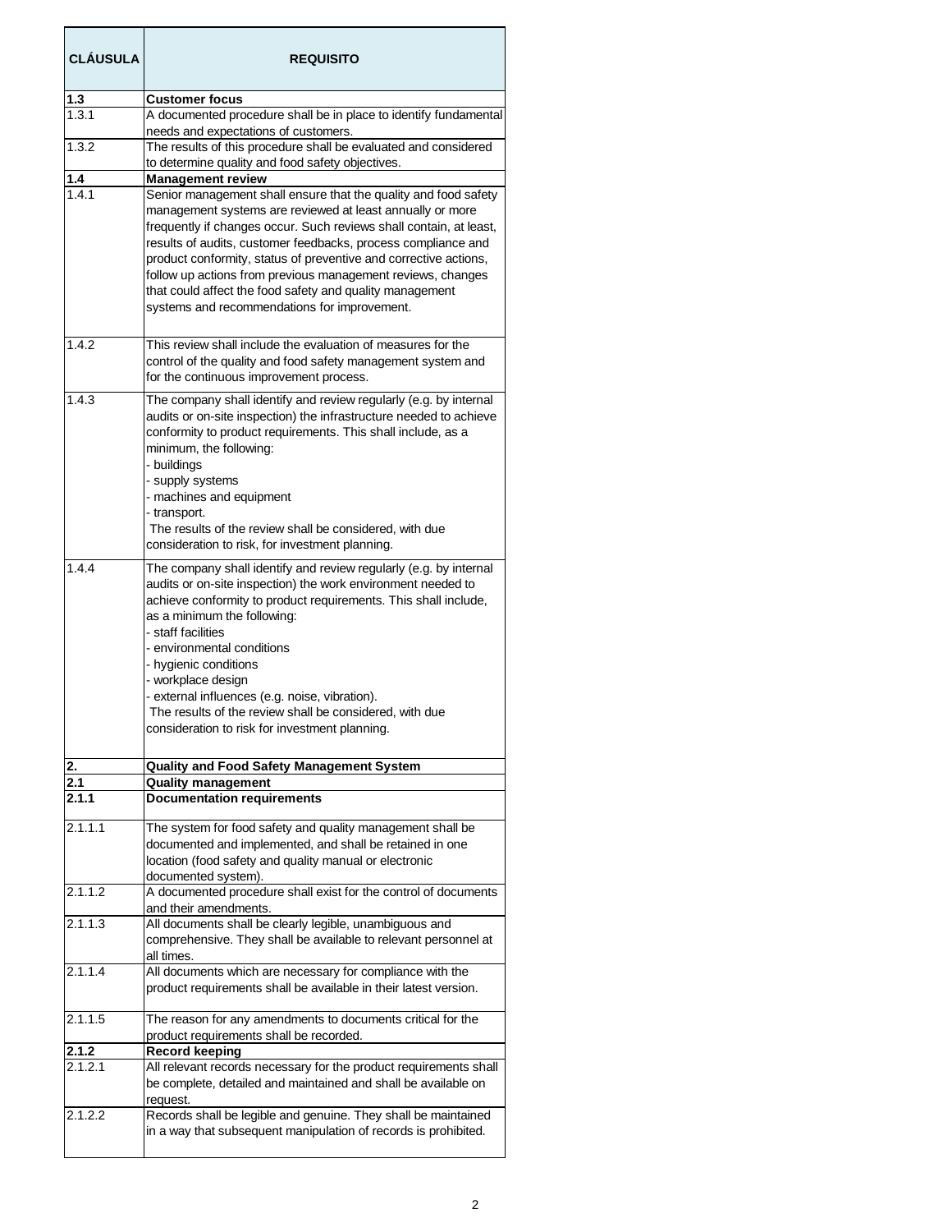| CLÁUSULA | REQUISITO |
|---|---|
| **1.3** | **Customer focus** |
| 1.3.1 | A documented procedure shall be in place to identify fundamental needs and expectations of customers. |
| 1.3.2 | The results of this procedure shall be evaluated and considered to determine quality and food safety objectives. |
| **1.4** | **Management review** |
| 1.4.1 | Senior management shall ensure that the quality and food safety management systems are reviewed at least annually or more frequently if changes occur. Such reviews shall contain, at least, results of audits, customer feedbacks, process compliance and product conformity, status of preventive and corrective actions, follow up actions from previous management reviews, changes that could affect the food safety and quality management systems and recommendations for improvement. |
| 1.4.2 | This review shall include the evaluation of measures for the control of the quality and food safety management system and for the continuous improvement process. |
| 1.4.3 | The company shall identify and review regularly (e.g. by internal audits or on-site inspection) the infrastructure needed to achieve conformity to product requirements. This shall include, as a minimum, the following:<br>- buildings<br>- supply systems<br>- machines and equipment<br>- transport.<br>The results of the review shall be considered, with due consideration to risk, for investment planning. |
| 1.4.4 | The company shall identify and review regularly (e.g. by internal audits or on-site inspection) the work environment needed to achieve conformity to product requirements. This shall include, as a minimum the following:<br>- staff facilities<br>- environmental conditions<br>- hygienic conditions<br>- workplace design<br>- external influences (e.g. noise, vibration).<br>The results of the review shall be considered, with due consideration to risk for investment planning. |
| **2.** | **Quality and Food Safety Management System** |
| **2.1** | **Quality management** |
| **2.1.1** | **Documentation requirements** |
| 2.1.1.1 | The system for food safety and quality management shall be documented and implemented, and shall be retained in one location (food safety and quality manual or electronic documented system). |
| 2.1.1.2 | A documented procedure shall exist for the control of documents and their amendments. |
| 2.1.1.3 | All documents shall be clearly legible, unambiguous and comprehensive. They shall be available to relevant personnel at all times. |
| 2.1.1.4 | All documents which are necessary for compliance with the product requirements shall be available in their latest version. |
| 2.1.1.5 | The reason for any amendments to documents critical for the product requirements shall be recorded. |
| **2.1.2** | **Record keeping** |
| 2.1.2.1 | All relevant records necessary for the product requirements shall be complete, detailed and maintained and shall be available on request. |
| 2.1.2.2 | Records shall be legible and genuine. They shall be maintained in a way that subsequent manipulation of records is prohibited. |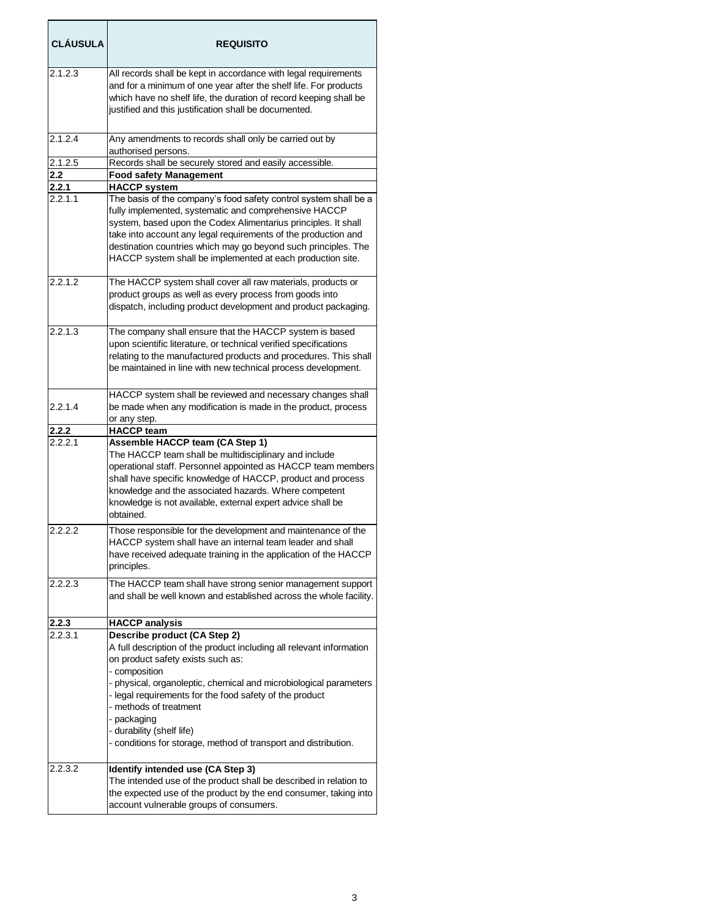| CLÁUSULA | REQUISITO |
|---|---|
| 2.1.2.3 | All records shall be kept in accordance with legal requirements and for a minimum of one year after the shelf life. For products which have no shelf life, the duration of record keeping shall be justified and this justification shall be documented. |
| 2.1.2.4 | Any amendments to records shall only be carried out by authorised persons. |
| 2.1.2.5 | Records shall be securely stored and easily accessible. |
| **2.2** | **Food safety Management** |
| **2.2.1** | **HACCP system** |
| 2.2.1.1 | The basis of the company's food safety control system shall be a fully implemented, systematic and comprehensive HACCP system, based upon the Codex Alimentarius principles. It shall take into account any legal requirements of the production and destination countries which may go beyond such principles. The HACCP system shall be implemented at each production site. |
| 2.2.1.2 | The HACCP system shall cover all raw materials, products or product groups as well as every process from goods into dispatch, including product development and product packaging. |
| 2.2.1.3 | The company shall ensure that the HACCP system is based upon scientific literature, or technical verified specifications relating to the manufactured products and procedures. This shall be maintained in line with new technical process development. |
| 2.2.1.4 | HACCP system shall be reviewed and necessary changes shall be made when any modification is made in the product, process or any step. |
| **2.2.2** | **HACCP team** |
| 2.2.2.1 | **Assemble HACCP team (CA Step 1)**<br>The HACCP team shall be multidisciplinary and include operational staff. Personnel appointed as HACCP team members shall have specific knowledge of HACCP, product and process knowledge and the associated hazards. Where competent knowledge is not available, external expert advice shall be obtained. |
| 2.2.2.2 | Those responsible for the development and maintenance of the HACCP system shall have an internal team leader and shall have received adequate training in the application of the HACCP principles. |
| 2.2.2.3 | The HACCP team shall have strong senior management support and shall be well known and established across the whole facility. |
| **2.2.3** | **HACCP analysis** |
| 2.2.3.1 | **Describe product (CA Step 2)**<br>A full description of the product including all relevant information on product safety exists such as:<br>- composition<br>- physical, organoleptic, chemical and microbiological parameters<br>- legal requirements for the food safety of the product<br>- methods of treatment<br>- packaging<br>- durability (shelf life)<br>- conditions for storage, method of transport and distribution. |
| 2.2.3.2 | **Identify intended use (CA Step 3)**<br>The intended use of the product shall be described in relation to the expected use of the product by the end consumer, taking into account vulnerable groups of consumers. |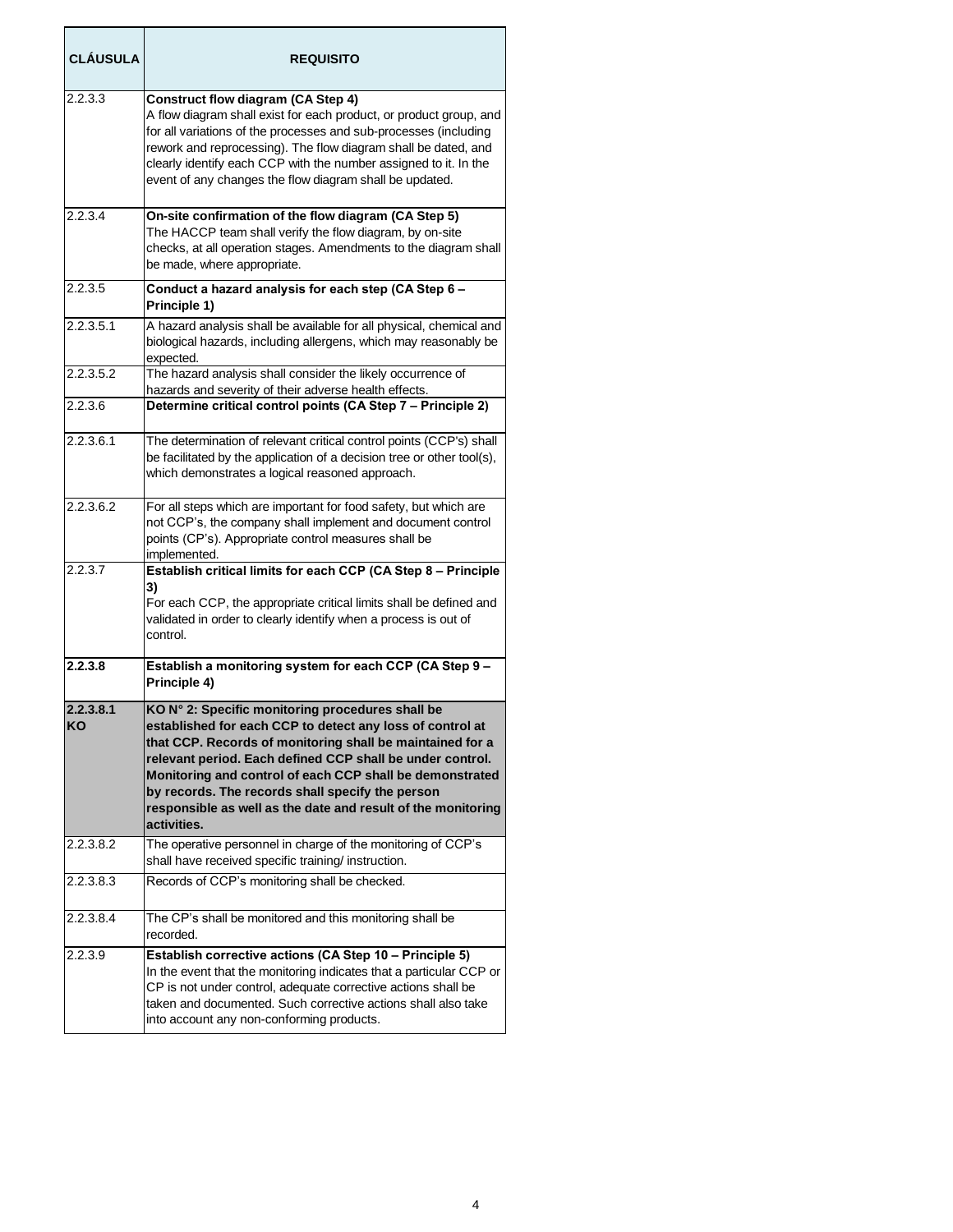| CLÁUSULA | REQUISITO |
|---|---|
| 2.2.3.3 | **Construct flow diagram (CA Step 4)**<br>A flow diagram shall exist for each product, or product group, and for all variations of the processes and sub-processes (including rework and reprocessing). The flow diagram shall be dated, and clearly identify each CCP with the number assigned to it. In the event of any changes the flow diagram shall be updated. |
| 2.2.3.4 | **On-site confirmation of the flow diagram (CA Step 5)**<br>The HACCP team shall verify the flow diagram, by on-site checks, at all operation stages. Amendments to the diagram shall be made, where appropriate. |
| 2.2.3.5 | **Conduct a hazard analysis for each step (CA Step 6 – Principle 1)** |
| 2.2.3.5.1 | A hazard analysis shall be available for all physical, chemical and biological hazards, including allergens, which may reasonably be expected. |
| 2.2.3.5.2 | The hazard analysis shall consider the likely occurrence of hazards and severity of their adverse health effects. |
| 2.2.3.6 | **Determine critical control points (CA Step 7 – Principle 2)** |
| 2.2.3.6.1 | The determination of relevant critical control points (CCP's) shall be facilitated by the application of a decision tree or other tool(s), which demonstrates a logical reasoned approach. |
| 2.2.3.6.2 | For all steps which are important for food safety, but which are not CCP's, the company shall implement and document control points (CP's). Appropriate control measures shall be implemented. |
| 2.2.3.7 | **Establish critical limits for each CCP (CA Step 8 – Principle 3)**<br>For each CCP, the appropriate critical limits shall be defined and validated in order to clearly identify when a process is out of control. |
| **2.2.3.8** | **Establish a monitoring system for each CCP (CA Step 9 – Principle 4)** |
| **2.2.3.8.1 KO** | **KO N° 2: Specific monitoring procedures shall be established for each CCP to detect any loss of control at that CCP. Records of monitoring shall be maintained for a relevant period. Each defined CCP shall be under control. Monitoring and control of each CCP shall be demonstrated by records. The records shall specify the person responsible as well as the date and result of the monitoring activities.** |
| 2.2.3.8.2 | The operative personnel in charge of the monitoring of CCP's shall have received specific training/ instruction. |
| 2.2.3.8.3 | Records of CCP's monitoring shall be checked. |
| 2.2.3.8.4 | The CP's shall be monitored and this monitoring shall be recorded. |
| 2.2.3.9 | **Establish corrective actions (CA Step 10 – Principle 5)**<br>In the event that the monitoring indicates that a particular CCP or CP is not under control, adequate corrective actions shall be taken and documented. Such corrective actions shall also take into account any non-conforming products. |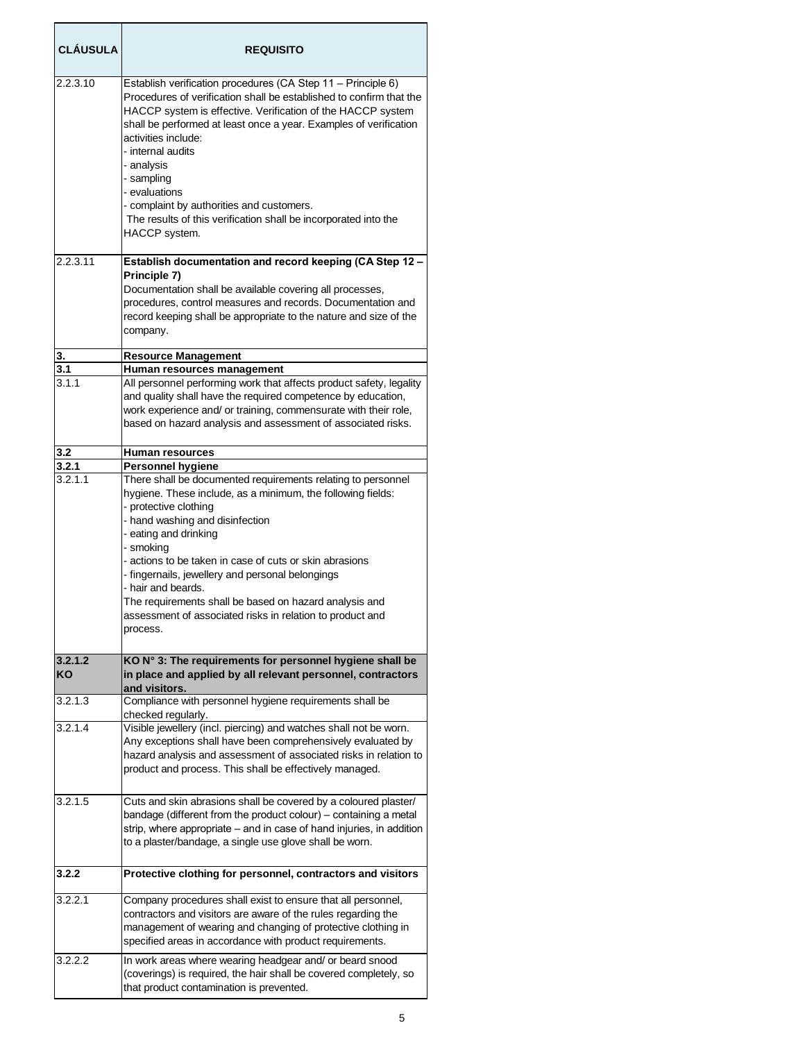| CLÁUSULA | REQUISITO |
|---|---|
| 2.2.3.10 | Establish verification procedures (CA Step 11 – Principle 6)<br>Procedures of verification shall be established to confirm that the HACCP system is effective. Verification of the HACCP system shall be performed at least once a year. Examples of verification activities include:<br>- internal audits<br>- analysis<br>- sampling<br>- evaluations<br>- complaint by authorities and customers.<br>The results of this verification shall be incorporated into the HACCP system. |
| 2.2.3.11 | **Establish documentation and record keeping (CA Step 12 – Principle 7)**<br>Documentation shall be available covering all processes, procedures, control measures and records. Documentation and record keeping shall be appropriate to the nature and size of the company. |
| **3.** | **Resource Management** |
| **3.1** | **Human resources management** |
| 3.1.1 | All personnel performing work that affects product safety, legality and quality shall have the required competence by education, work experience and/ or training, commensurate with their role, based on hazard analysis and assessment of associated risks. |
| **3.2** | **Human resources** |
| **3.2.1** | **Personnel hygiene** |
| 3.2.1.1 | There shall be documented requirements relating to personnel hygiene. These include, as a minimum, the following fields:<br>- protective clothing<br>- hand washing and disinfection<br>- eating and drinking<br>- smoking<br>- actions to be taken in case of cuts or skin abrasions<br>- fingernails, jewellery and personal belongings<br>- hair and beards.<br>The requirements shall be based on hazard analysis and assessment of associated risks in relation to product and process. |
| **3.2.1.2 KO** | **KO N° 3: The requirements for personnel hygiene shall be in place and applied by all relevant personnel, contractors and visitors.** |
| 3.2.1.3 | Compliance with personnel hygiene requirements shall be checked regularly. |
| 3.2.1.4 | Visible jewellery (incl. piercing) and watches shall not be worn. Any exceptions shall have been comprehensively evaluated by hazard analysis and assessment of associated risks in relation to product and process. This shall be effectively managed. |
| 3.2.1.5 | Cuts and skin abrasions shall be covered by a coloured plaster/ bandage (different from the product colour) – containing a metal strip, where appropriate – and in case of hand injuries, in addition to a plaster/bandage, a single use glove shall be worn. |
| **3.2.2** | **Protective clothing for personnel, contractors and visitors** |
| 3.2.2.1 | Company procedures shall exist to ensure that all personnel, contractors and visitors are aware of the rules regarding the management of wearing and changing of protective clothing in specified areas in accordance with product requirements. |
| 3.2.2.2 | In work areas where wearing headgear and/ or beard snood (coverings) is required, the hair shall be covered completely, so that product contamination is prevented. |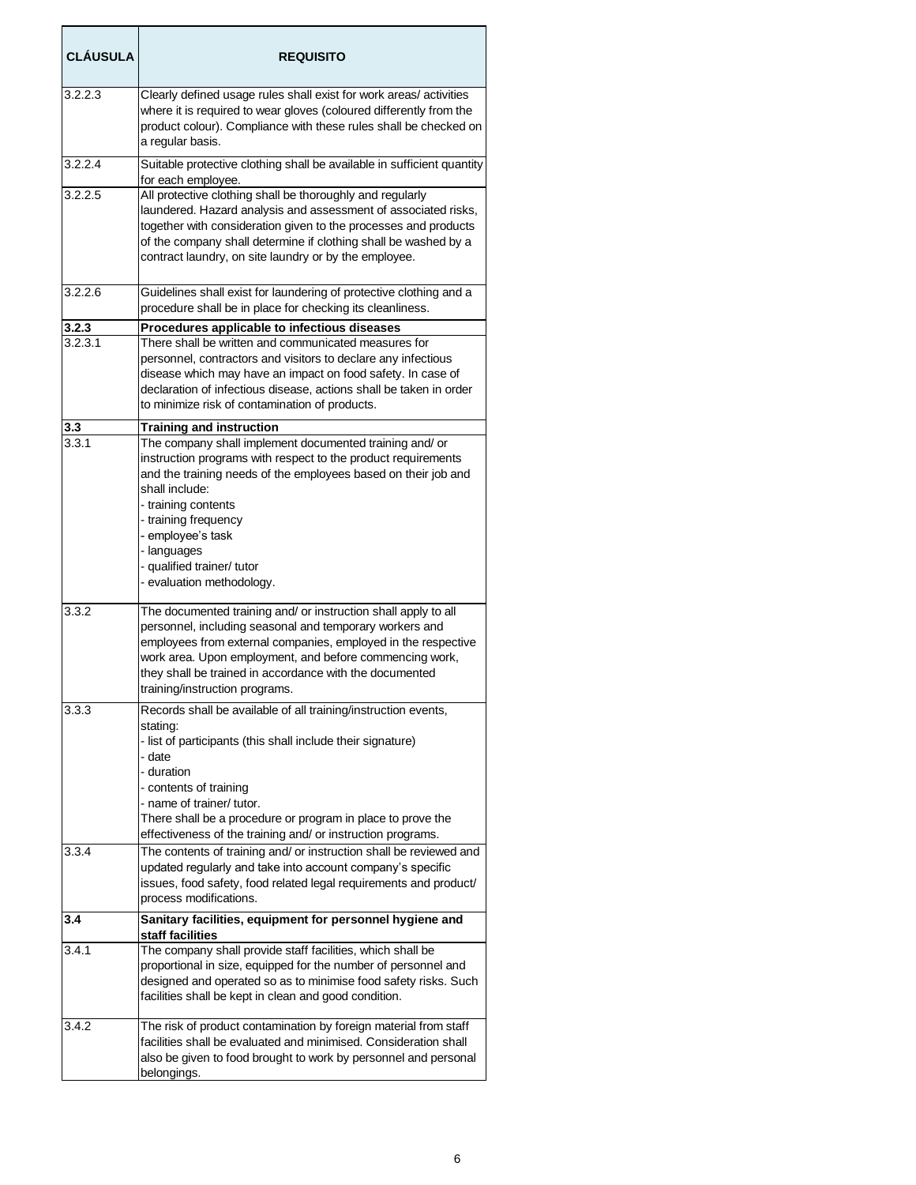| CLÁUSULA | REQUISITO |
|---|---|
| 3.2.2.3 | Clearly defined usage rules shall exist for work areas/ activities where it is required to wear gloves (coloured differently from the product colour). Compliance with these rules shall be checked on a regular basis. |
| 3.2.2.4 | Suitable protective clothing shall be available in sufficient quantity for each employee. |
| 3.2.2.5 | All protective clothing shall be thoroughly and regularly laundered. Hazard analysis and assessment of associated risks, together with consideration given to the processes and products of the company shall determine if clothing shall be washed by a contract laundry, on site laundry or by the employee. |
| 3.2.2.6 | Guidelines shall exist for laundering of protective clothing and a procedure shall be in place for checking its cleanliness. |
| **3.2.3** | **Procedures applicable to infectious diseases** |
| 3.2.3.1 | There shall be written and communicated measures for personnel, contractors and visitors to declare any infectious disease which may have an impact on food safety. In case of declaration of infectious disease, actions shall be taken in order to minimize risk of contamination of products. |
| **3.3** | **Training and instruction** |
| 3.3.1 | The company shall implement documented training and/ or instruction programs with respect to the product requirements and the training needs of the employees based on their job and shall include:<br>- training contents<br>- training frequency<br>- employee's task<br>- languages<br>- qualified trainer/ tutor<br>- evaluation methodology. |
| 3.3.2 | The documented training and/ or instruction shall apply to all personnel, including seasonal and temporary workers and employees from external companies, employed in the respective work area. Upon employment, and before commencing work, they shall be trained in accordance with the documented training/instruction programs. |
| 3.3.3 | Records shall be available of all training/instruction events, stating:<br>- list of participants (this shall include their signature)<br>- date<br>- duration<br>- contents of training<br>- name of trainer/ tutor.<br>There shall be a procedure or program in place to prove the effectiveness of the training and/ or instruction programs. |
| 3.3.4 | The contents of training and/ or instruction shall be reviewed and updated regularly and take into account company's specific issues, food safety, food related legal requirements and product/ process modifications. |
| **3.4** | **Sanitary facilities, equipment for personnel hygiene and staff facilities** |
| 3.4.1 | The company shall provide staff facilities, which shall be proportional in size, equipped for the number of personnel and designed and operated so as to minimise food safety risks. Such facilities shall be kept in clean and good condition. |
| 3.4.2 | The risk of product contamination by foreign material from staff facilities shall be evaluated and minimised. Consideration shall also be given to food brought to work by personnel and personal belongings. |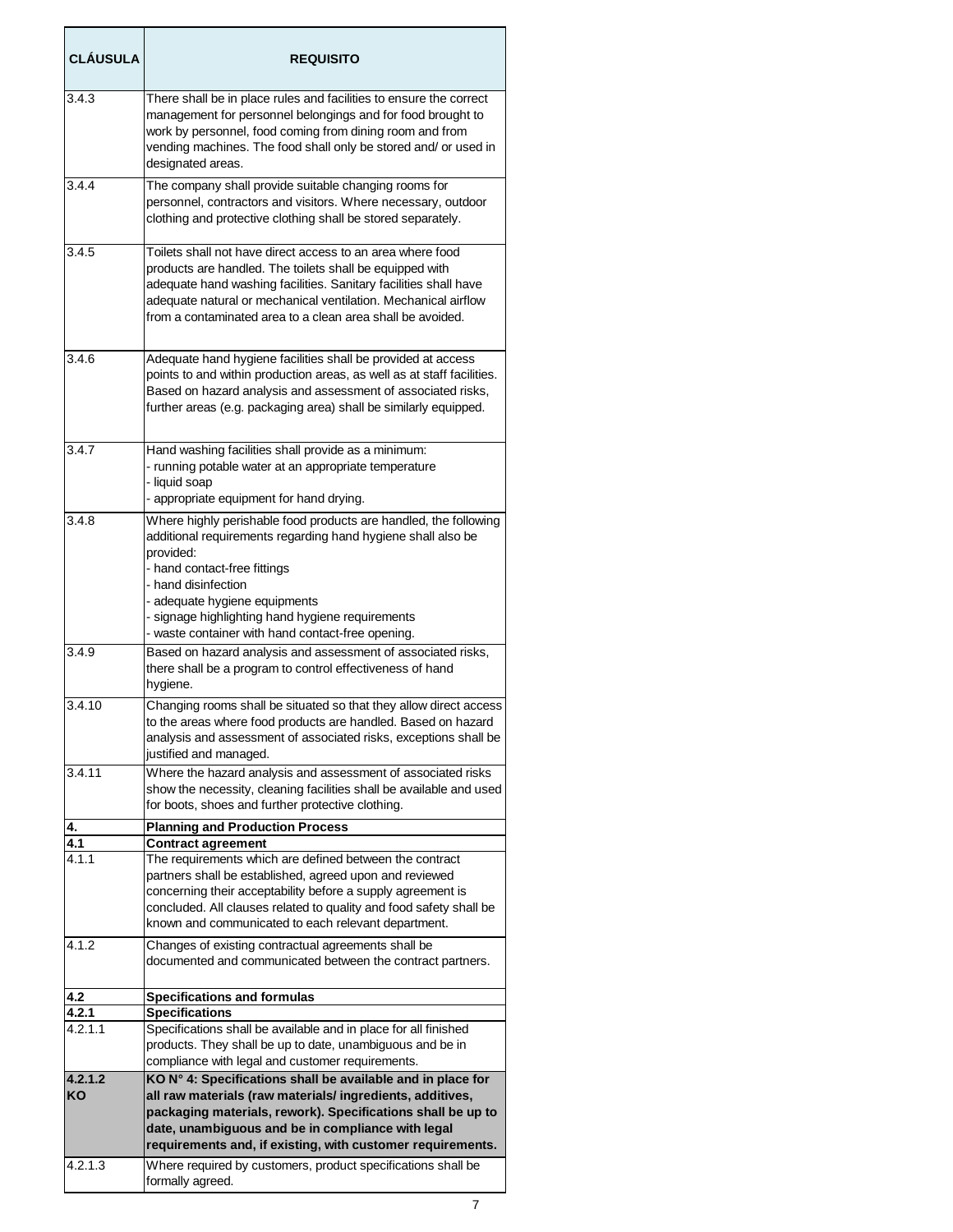| CLÁUSULA | REQUISITO |
|---|---|
| 3.4.3 | There shall be in place rules and facilities to ensure the correct management for personnel belongings and for food brought to work by personnel, food coming from dining room and from vending machines. The food shall only be stored and/ or used in designated areas. |
| 3.4.4 | The company shall provide suitable changing rooms for personnel, contractors and visitors. Where necessary, outdoor clothing and protective clothing shall be stored separately. |
| 3.4.5 | Toilets shall not have direct access to an area where food products are handled. The toilets shall be equipped with adequate hand washing facilities. Sanitary facilities shall have adequate natural or mechanical ventilation. Mechanical airflow from a contaminated area to a clean area shall be avoided. |
| 3.4.6 | Adequate hand hygiene facilities shall be provided at access points to and within production areas, as well as at staff facilities. Based on hazard analysis and assessment of associated risks, further areas (e.g. packaging area) shall be similarly equipped. |
| 3.4.7 | Hand washing facilities shall provide as a minimum:<br>- running potable water at an appropriate temperature<br>- liquid soap<br>- appropriate equipment for hand drying. |
| 3.4.8 | Where highly perishable food products are handled, the following additional requirements regarding hand hygiene shall also be provided:<br>- hand contact-free fittings<br>- hand disinfection<br>- adequate hygiene equipments<br>- signage highlighting hand hygiene requirements<br>- waste container with hand contact-free opening. |
| 3.4.9 | Based on hazard analysis and assessment of associated risks, there shall be a program to control effectiveness of hand hygiene. |
| 3.4.10 | Changing rooms shall be situated so that they allow direct access to the areas where food products are handled. Based on hazard analysis and assessment of associated risks, exceptions shall be justified and managed. |
| 3.4.11 | Where the hazard analysis and assessment of associated risks show the necessity, cleaning facilities shall be available and used for boots, shoes and further protective clothing. |
| **4.** | **Planning and Production Process** |
| **4.1** | **Contract agreement** |
| 4.1.1 | The requirements which are defined between the contract partners shall be established, agreed upon and reviewed concerning their acceptability before a supply agreement is concluded. All clauses related to quality and food safety shall be known and communicated to each relevant department. |
| 4.1.2 | Changes of existing contractual agreements shall be documented and communicated between the contract partners. |
| **4.2** | **Specifications and formulas** |
| **4.2.1** | **Specifications** |
| 4.2.1.1 | Specifications shall be available and in place for all finished products. They shall be up to date, unambiguous and be in compliance with legal and customer requirements. |
| **4.2.1.2 KO** | **KO N° 4: Specifications shall be available and in place for all raw materials (raw materials/ ingredients, additives, packaging materials, rework). Specifications shall be up to date, unambiguous and be in compliance with legal requirements and, if existing, with customer requirements.** |
| 4.2.1.3 | Where required by customers, product specifications shall be formally agreed. |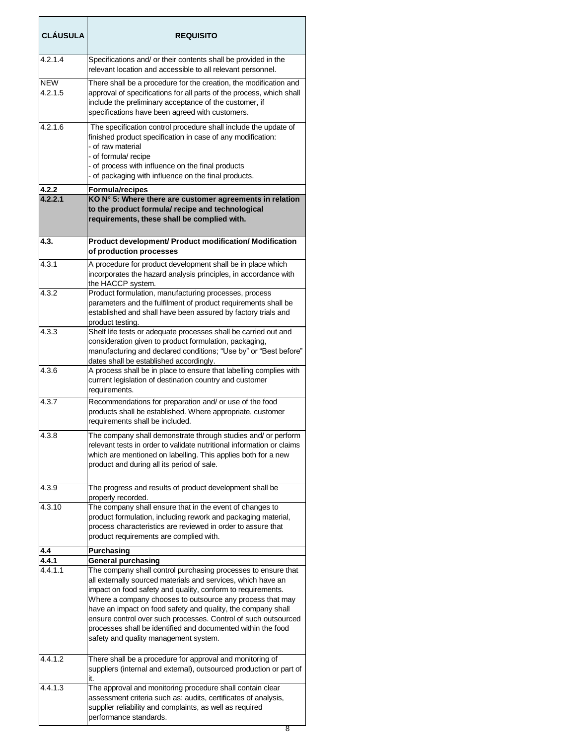| CLÁUSULA | REQUISITO |
| --- | --- |
| 4.2.1.4 | Specifications and/ or their contents shall be provided in the relevant location and accessible to all relevant personnel. |
| NEW 4.2.1.5 | There shall be a procedure for the creation, the modification and approval of specifications for all parts of the process, which shall include the preliminary acceptance of the customer, if specifications have been agreed with customers. |
| 4.2.1.6 | The specification control procedure shall include the update of finished product specification in case of any modification:<br>- of raw material<br>- of formula/ recipe<br>- of process with influence on the final products<br>- of packaging with influence on the final products. |
| **4.2.2** | **Formula/recipes** |
| **4.2.2.1** | **KO N° 5: Where there are customer agreements in relation to the product formula/ recipe and technological requirements, these shall be complied with.** |
| **4.3.** | **Product development/ Product modification/ Modification of production processes** |
| 4.3.1 | A procedure for product development shall be in place which incorporates the hazard analysis principles, in accordance with the HACCP system. |
| 4.3.2 | Product formulation, manufacturing processes, process parameters and the fulfilment of product requirements shall be established and shall have been assured by factory trials and product testing. |
| 4.3.3 | Shelf life tests or adequate processes shall be carried out and consideration given to product formulation, packaging, manufacturing and declared conditions; "Use by" or "Best before" dates shall be established accordingly. |
| 4.3.6 | A process shall be in place to ensure that labelling complies with current legislation of destination country and customer requirements. |
| 4.3.7 | Recommendations for preparation and/ or use of the food products shall be established. Where appropriate, customer requirements shall be included. |
| 4.3.8 | The company shall demonstrate through studies and/ or perform relevant tests in order to validate nutritional information or claims which are mentioned on labelling. This applies both for a new product and during all its period of sale. |
| 4.3.9 | The progress and results of product development shall be properly recorded. |
| 4.3.10 | The company shall ensure that in the event of changes to product formulation, including rework and packaging material, process characteristics are reviewed in order to assure that product requirements are complied with. |
| **4.4** | **Purchasing** |
| **4.4.1** | **General purchasing** |
| 4.4.1.1 | The company shall control purchasing processes to ensure that all externally sourced materials and services, which have an impact on food safety and quality, conform to requirements. Where a company chooses to outsource any process that may have an impact on food safety and quality, the company shall ensure control over such processes. Control of such outsourced processes shall be identified and documented within the food safety and quality management system. |
| 4.4.1.2 | There shall be a procedure for approval and monitoring of suppliers (internal and external), outsourced production or part of it. |
| 4.4.1.3 | The approval and monitoring procedure shall contain clear assessment criteria such as: audits, certificates of analysis, supplier reliability and complaints, as well as required performance standards. |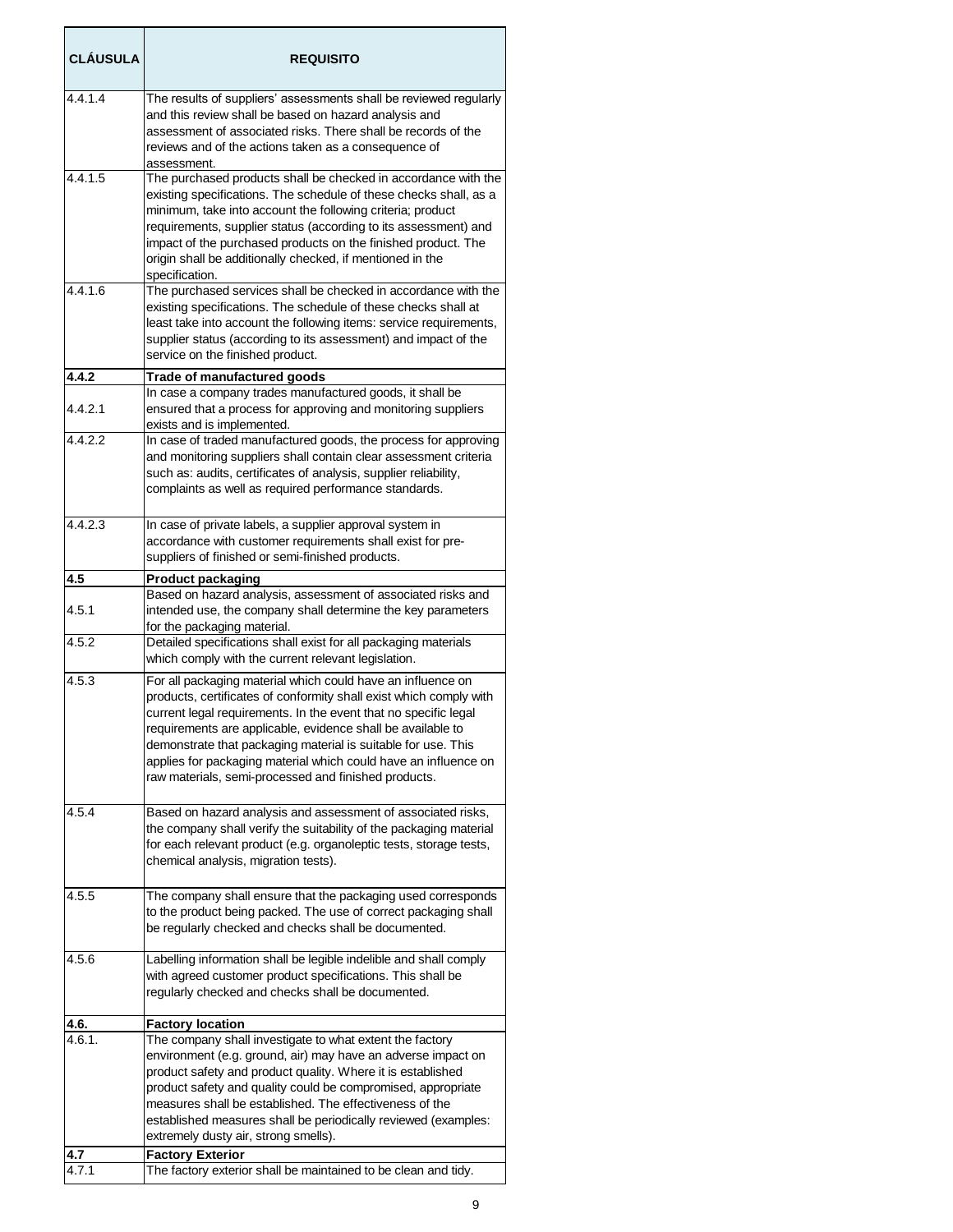| CLÁUSULA | REQUISITO |
|---|---|
| 4.4.1.4 | The results of suppliers' assessments shall be reviewed regularly and this review shall be based on hazard analysis and assessment of associated risks. There shall be records of the reviews and of the actions taken as a consequence of assessment. |
| 4.4.1.5 | The purchased products shall be checked in accordance with the existing specifications. The schedule of these checks shall, as a minimum, take into account the following criteria; product requirements, supplier status (according to its assessment) and impact of the purchased products on the finished product. The origin shall be additionally checked, if mentioned in the specification. |
| 4.4.1.6 | The purchased services shall be checked in accordance with the existing specifications. The schedule of these checks shall at least take into account the following items: service requirements, supplier status (according to its assessment) and impact of the service on the finished product. |
| **4.4.2** | **Trade of manufactured goods** |
| 4.4.2.1 | In case a company trades manufactured goods, it shall be ensured that a process for approving and monitoring suppliers exists and is implemented. |
| 4.4.2.2 | In case of traded manufactured goods, the process for approving and monitoring suppliers shall contain clear assessment criteria such as: audits, certificates of analysis, supplier reliability, complaints as well as required performance standards. |
| 4.4.2.3 | In case of private labels, a supplier approval system in accordance with customer requirements shall exist for pre-suppliers of finished or semi-finished products. |
| **4.5** | **Product packaging** |
| 4.5.1 | Based on hazard analysis, assessment of associated risks and intended use, the company shall determine the key parameters for the packaging material. |
| 4.5.2 | Detailed specifications shall exist for all packaging materials which comply with the current relevant legislation. |
| 4.5.3 | For all packaging material which could have an influence on products, certificates of conformity shall exist which comply with current legal requirements. In the event that no specific legal requirements are applicable, evidence shall be available to demonstrate that packaging material is suitable for use. This applies for packaging material which could have an influence on raw materials, semi-processed and finished products. |
| 4.5.4 | Based on hazard analysis and assessment of associated risks, the company shall verify the suitability of the packaging material for each relevant product (e.g. organoleptic tests, storage tests, chemical analysis, migration tests). |
| 4.5.5 | The company shall ensure that the packaging used corresponds to the product being packed. The use of correct packaging shall be regularly checked and checks shall be documented. |
| 4.5.6 | Labelling information shall be legible indelible and shall comply with agreed customer product specifications. This shall be regularly checked and checks shall be documented. |
| **4.6.** | **Factory location** |
| 4.6.1. | The company shall investigate to what extent the factory environment (e.g. ground, air) may have an adverse impact on product safety and product quality. Where it is established product safety and quality could be compromised, appropriate measures shall be established. The effectiveness of the established measures shall be periodically reviewed (examples: extremely dusty air, strong smells). |
| **4.7** | **Factory Exterior** |
| 4.7.1 | The factory exterior shall be maintained to be clean and tidy. |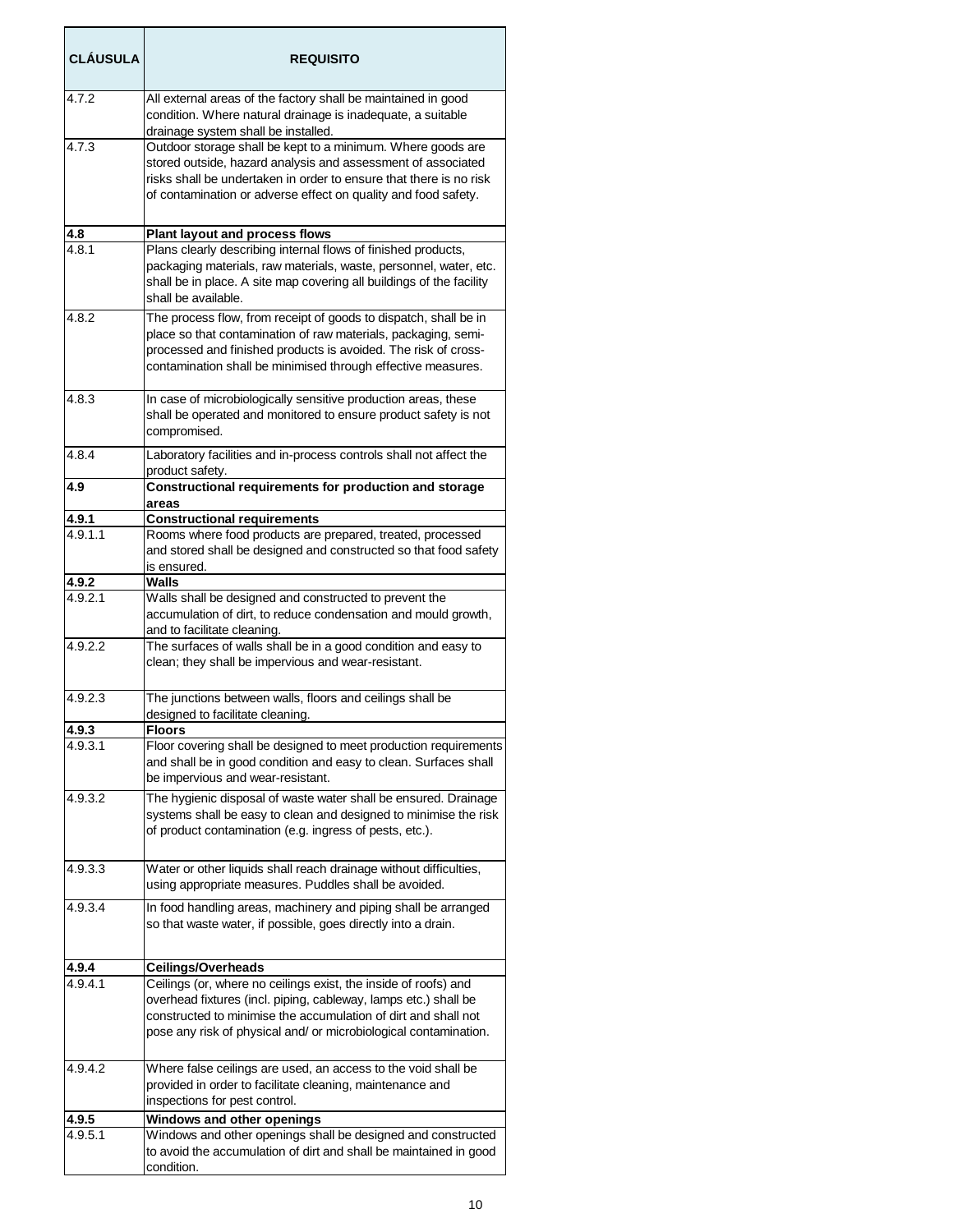| CLÁUSULA | REQUISITO |
|---|---|
| 4.7.2 | All external areas of the factory shall be maintained in good condition. Where natural drainage is inadequate, a suitable drainage system shall be installed. |
| 4.7.3 | Outdoor storage shall be kept to a minimum. Where goods are stored outside, hazard analysis and assessment of associated risks shall be undertaken in order to ensure that there is no risk of contamination or adverse effect on quality and food safety. |
| **4.8** | **Plant layout and process flows** |
| 4.8.1 | Plans clearly describing internal flows of finished products, packaging materials, raw materials, waste, personnel, water, etc. shall be in place. A site map covering all buildings of the facility shall be available. |
| 4.8.2 | The process flow, from receipt of goods to dispatch, shall be in place so that contamination of raw materials, packaging, semi-processed and finished products is avoided. The risk of cross-contamination shall be minimised through effective measures. |
| 4.8.3 | In case of microbiologically sensitive production areas, these shall be operated and monitored to ensure product safety is not compromised. |
| 4.8.4 | Laboratory facilities and in-process controls shall not affect the product safety. |
| **4.9** | **Constructional requirements for production and storage areas** |
| **4.9.1** | **Constructional requirements** |
| 4.9.1.1 | Rooms where food products are prepared, treated, processed and stored shall be designed and constructed so that food safety is ensured. |
| **4.9.2** | **Walls** |
| 4.9.2.1 | Walls shall be designed and constructed to prevent the accumulation of dirt, to reduce condensation and mould growth, and to facilitate cleaning. |
| 4.9.2.2 | The surfaces of walls shall be in a good condition and easy to clean; they shall be impervious and wear-resistant. |
| 4.9.2.3 | The junctions between walls, floors and ceilings shall be designed to facilitate cleaning. |
| **4.9.3** | **Floors** |
| 4.9.3.1 | Floor covering shall be designed to meet production requirements and shall be in good condition and easy to clean. Surfaces shall be impervious and wear-resistant. |
| 4.9.3.2 | The hygienic disposal of waste water shall be ensured. Drainage systems shall be easy to clean and designed to minimise the risk of product contamination (e.g. ingress of pests, etc.). |
| 4.9.3.3 | Water or other liquids shall reach drainage without difficulties, using appropriate measures. Puddles shall be avoided. |
| 4.9.3.4 | In food handling areas, machinery and piping shall be arranged so that waste water, if possible, goes directly into a drain. |
| **4.9.4** | **Ceilings/Overheads** |
| 4.9.4.1 | Ceilings (or, where no ceilings exist, the inside of roofs) and overhead fixtures (incl. piping, cableway, lamps etc.) shall be constructed to minimise the accumulation of dirt and shall not pose any risk of physical and/ or microbiological contamination. |
| 4.9.4.2 | Where false ceilings are used, an access to the void shall be provided in order to facilitate cleaning, maintenance and inspections for pest control. |
| **4.9.5** | **Windows and other openings** |
| 4.9.5.1 | Windows and other openings shall be designed and constructed to avoid the accumulation of dirt and shall be maintained in good condition. |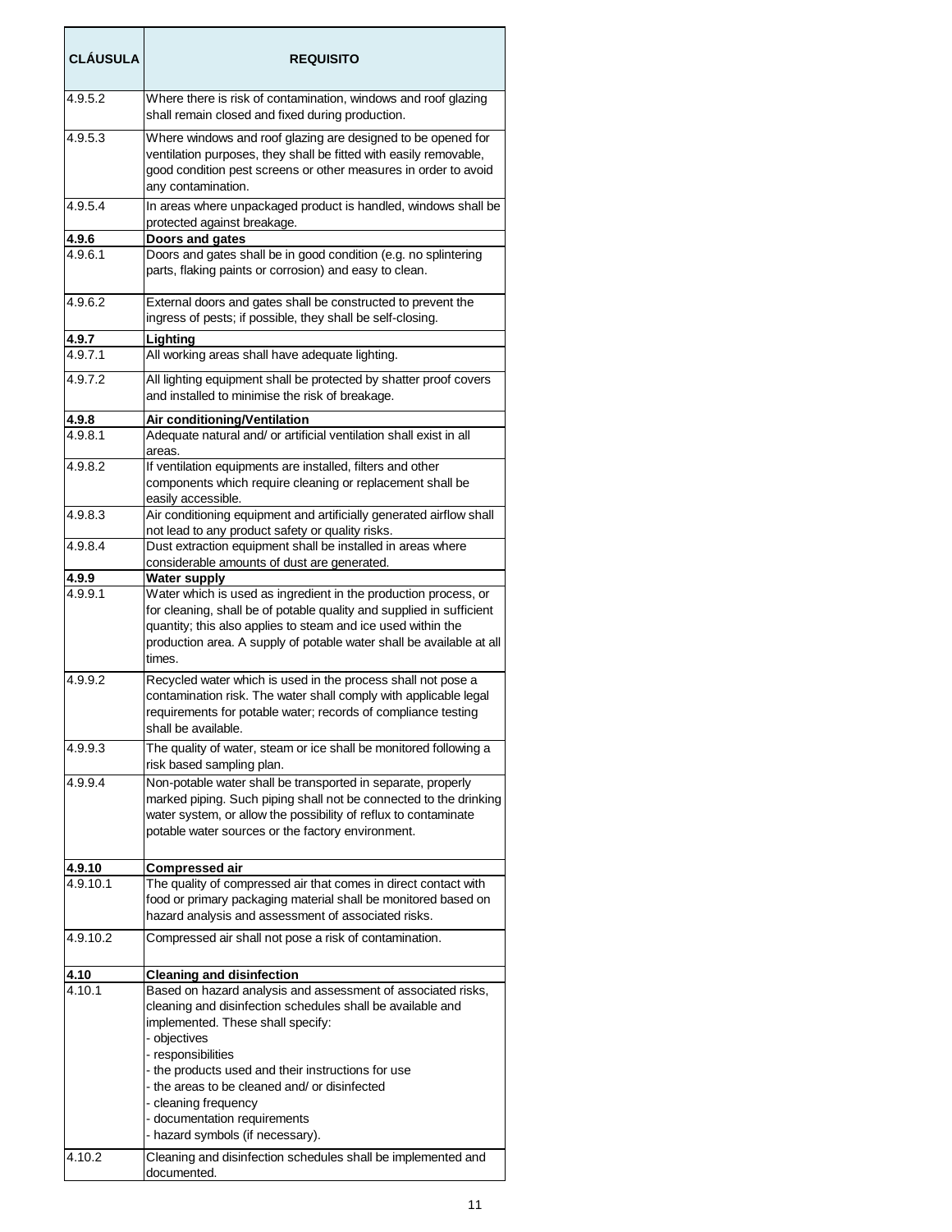| CLÁUSULA | REQUISITO |
|---|---|
| 4.9.5.2 | Where there is risk of contamination, windows and roof glazing shall remain closed and fixed during production. |
| 4.9.5.3 | Where windows and roof glazing are designed to be opened for ventilation purposes, they shall be fitted with easily removable, good condition pest screens or other measures in order to avoid any contamination. |
| 4.9.5.4 | In areas where unpackaged product is handled, windows shall be protected against breakage. |
| **4.9.6** | **Doors and gates** |
| 4.9.6.1 | Doors and gates shall be in good condition (e.g. no splintering parts, flaking paints or corrosion) and easy to clean. |
| 4.9.6.2 | External doors and gates shall be constructed to prevent the ingress of pests; if possible, they shall be self-closing. |
| **4.9.7** | **Lighting** |
| 4.9.7.1 | All working areas shall have adequate lighting. |
| 4.9.7.2 | All lighting equipment shall be protected by shatter proof covers and installed to minimise the risk of breakage. |
| **4.9.8** | **Air conditioning/Ventilation** |
| 4.9.8.1 | Adequate natural and/ or artificial ventilation shall exist in all areas. |
| 4.9.8.2 | If ventilation equipments are installed, filters and other components which require cleaning or replacement shall be easily accessible. |
| 4.9.8.3 | Air conditioning equipment and artificially generated airflow shall not lead to any product safety or quality risks. |
| 4.9.8.4 | Dust extraction equipment shall be installed in areas where considerable amounts of dust are generated. |
| **4.9.9** | **Water supply** |
| 4.9.9.1 | Water which is used as ingredient in the production process, or for cleaning, shall be of potable quality and supplied in sufficient quantity; this also applies to steam and ice used within the production area. A supply of potable water shall be available at all times. |
| 4.9.9.2 | Recycled water which is used in the process shall not pose a contamination risk. The water shall comply with applicable legal requirements for potable water; records of compliance testing shall be available. |
| 4.9.9.3 | The quality of water, steam or ice shall be monitored following a risk based sampling plan. |
| 4.9.9.4 | Non-potable water shall be transported in separate, properly marked piping. Such piping shall not be connected to the drinking water system, or allow the possibility of reflux to contaminate potable water sources or the factory environment. |
| **4.9.10** | **Compressed air** |
| 4.9.10.1 | The quality of compressed air that comes in direct contact with food or primary packaging material shall be monitored based on hazard analysis and assessment of associated risks. |
| 4.9.10.2 | Compressed air shall not pose a risk of contamination. |
| **4.10** | **Cleaning and disinfection** |
| 4.10.1 | Based on hazard analysis and assessment of associated risks, cleaning and disinfection schedules shall be available and implemented. These shall specify:<br>- objectives<br>- responsibilities<br>- the products used and their instructions for use<br>- the areas to be cleaned and/ or disinfected<br>- cleaning frequency<br>- documentation requirements<br>- hazard symbols (if necessary). |
| 4.10.2 | Cleaning and disinfection schedules shall be implemented and documented. |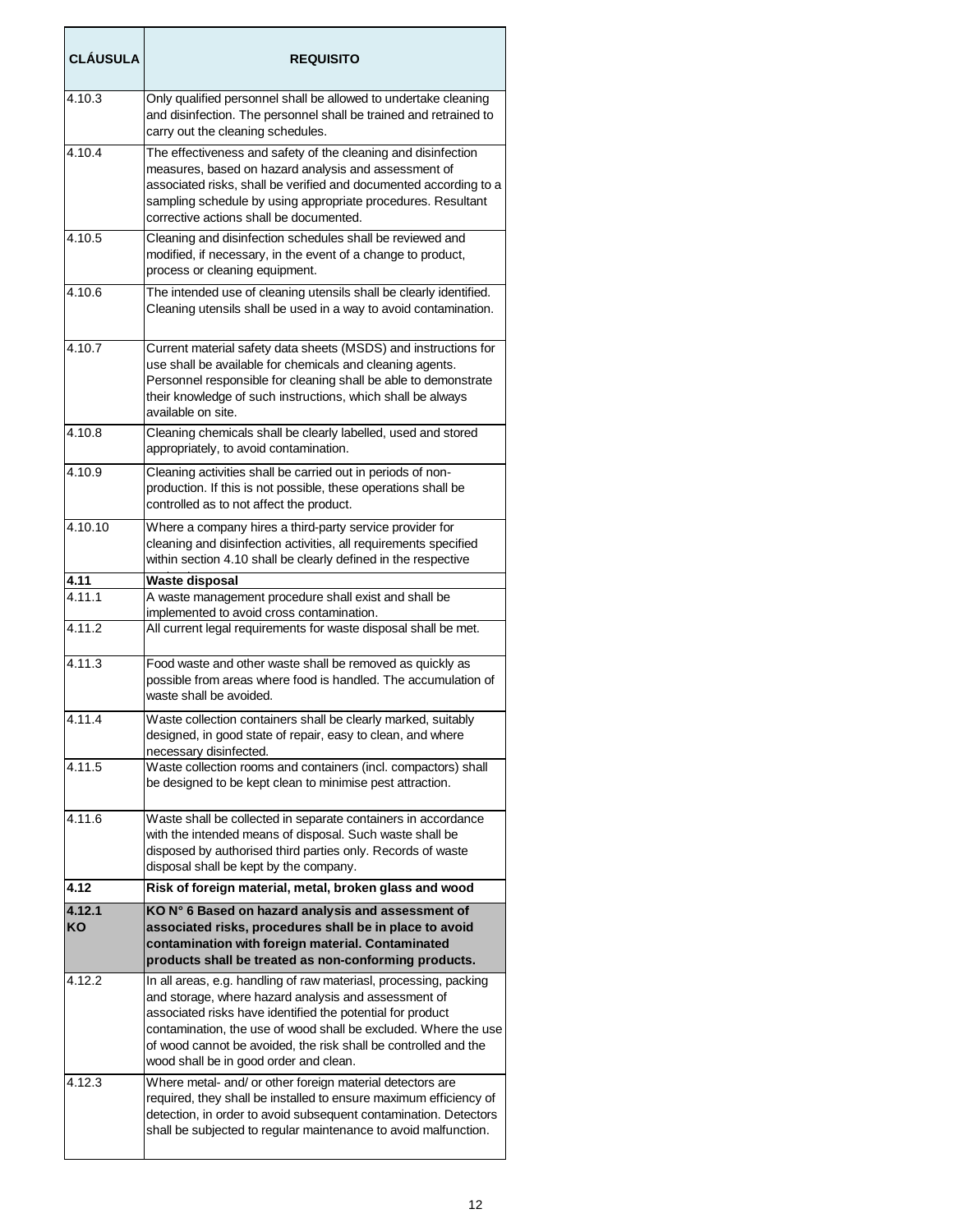| CLÁUSULA | REQUISITO |
|---|---|
| 4.10.3 | Only qualified personnel shall be allowed to undertake cleaning and disinfection. The personnel shall be trained and retrained to carry out the cleaning schedules. |
| 4.10.4 | The effectiveness and safety of the cleaning and disinfection measures, based on hazard analysis and assessment of associated risks, shall be verified and documented according to a sampling schedule by using appropriate procedures. Resultant corrective actions shall be documented. |
| 4.10.5 | Cleaning and disinfection schedules shall be reviewed and modified, if necessary, in the event of a change to product, process or cleaning equipment. |
| 4.10.6 | The intended use of cleaning utensils shall be clearly identified. Cleaning utensils shall be used in a way to avoid contamination. |
| 4.10.7 | Current material safety data sheets (MSDS) and instructions for use shall be available for chemicals and cleaning agents. Personnel responsible for cleaning shall be able to demonstrate their knowledge of such instructions, which shall be always available on site. |
| 4.10.8 | Cleaning chemicals shall be clearly labelled, used and stored appropriately, to avoid contamination. |
| 4.10.9 | Cleaning activities shall be carried out in periods of non-production. If this is not possible, these operations shall be controlled as to not affect the product. |
| 4.10.10 | Where a company hires a third-party service provider for cleaning and disinfection activities, all requirements specified within section 4.10 shall be clearly defined in the respective |
| **4.11** | **Waste disposal** |
| 4.11.1 | A waste management procedure shall exist and shall be implemented to avoid cross contamination. |
| 4.11.2 | All current legal requirements for waste disposal shall be met. |
| 4.11.3 | Food waste and other waste shall be removed as quickly as possible from areas where food is handled. The accumulation of waste shall be avoided. |
| 4.11.4 | Waste collection containers shall be clearly marked, suitably designed, in good state of repair, easy to clean, and where necessary disinfected. |
| 4.11.5 | Waste collection rooms and containers (incl. compactors) shall be designed to be kept clean to minimise pest attraction. |
| 4.11.6 | Waste shall be collected in separate containers in accordance with the intended means of disposal. Such waste shall be disposed by authorised third parties only. Records of waste disposal shall be kept by the company. |
| **4.12** | **Risk of foreign material, metal, broken glass and wood** |
| **4.12.1 KO** | **KO N° 6 Based on hazard analysis and assessment of associated risks, procedures shall be in place to avoid contamination with foreign material. Contaminated products shall be treated as non-conforming products.** |
| 4.12.2 | In all areas, e.g. handling of raw materiasl, processing, packing and storage, where hazard analysis and assessment of associated risks have identified the potential for product contamination, the use of wood shall be excluded. Where the use of wood cannot be avoided, the risk shall be controlled and the wood shall be in good order and clean. |
| 4.12.3 | Where metal- and/ or other foreign material detectors are required, they shall be installed to ensure maximum efficiency of detection, in order to avoid subsequent contamination. Detectors shall be subjected to regular maintenance to avoid malfunction. |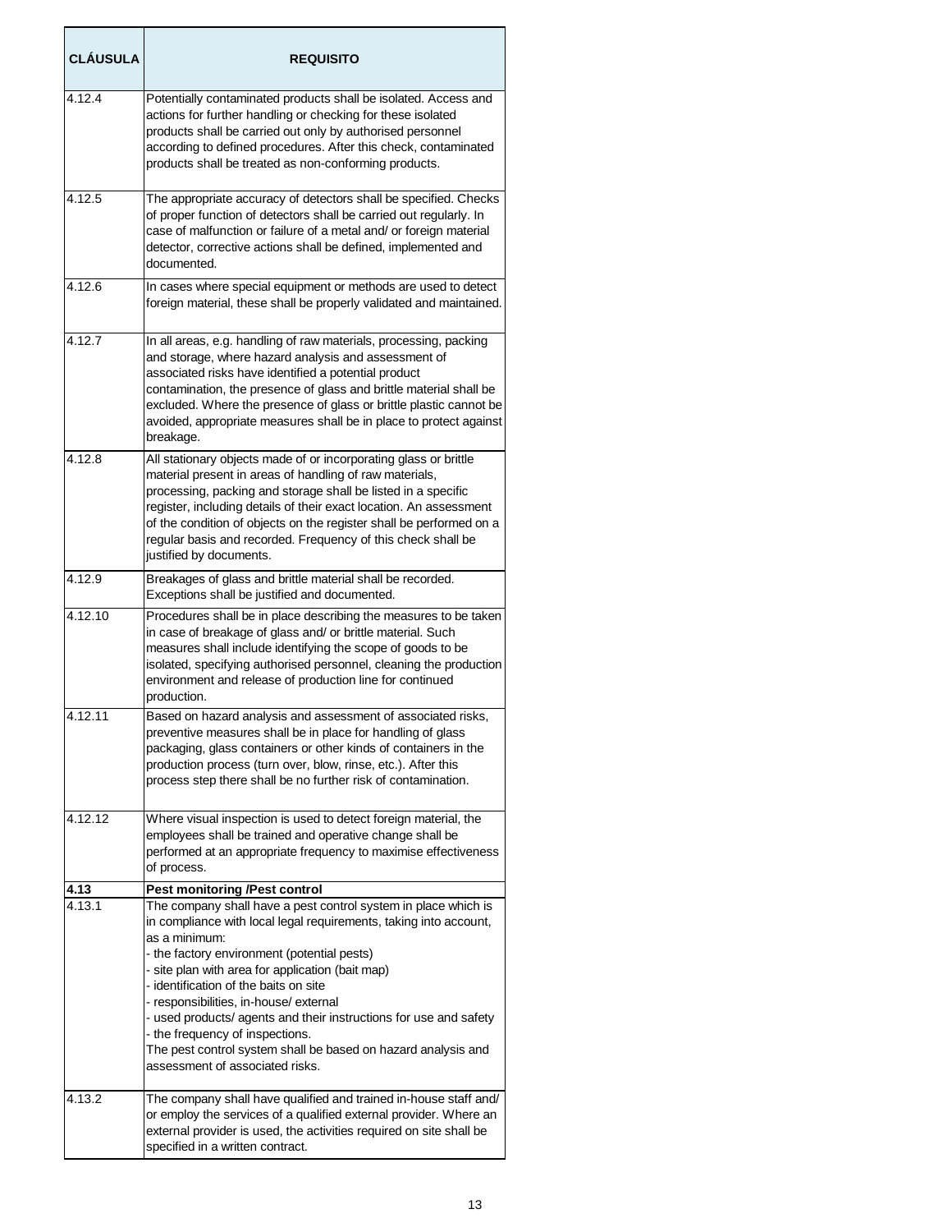| CLÁUSULA | REQUISITO |
|---|---|
| 4.12.4 | Potentially contaminated products shall be isolated. Access and actions for further handling or checking for these isolated products shall be carried out only by authorised personnel according to defined procedures. After this check, contaminated products shall be treated as non-conforming products. |
| 4.12.5 | The appropriate accuracy of detectors shall be specified. Checks of proper function of detectors shall be carried out regularly. In case of malfunction or failure of a metal and/ or foreign material detector, corrective actions shall be defined, implemented and documented. |
| 4.12.6 | In cases where special equipment or methods are used to detect foreign material, these shall be properly validated and maintained. |
| 4.12.7 | In all areas, e.g. handling of raw materials, processing, packing and storage, where hazard analysis and assessment of associated risks have identified a potential product contamination, the presence of glass and brittle material shall be excluded. Where the presence of glass or brittle plastic cannot be avoided, appropriate measures shall be in place to protect against breakage. |
| 4.12.8 | All stationary objects made of or incorporating glass or brittle material present in areas of handling of raw materials, processing, packing and storage shall be listed in a specific register, including details of their exact location. An assessment of the condition of objects on the register shall be performed on a regular basis and recorded. Frequency of this check shall be justified by documents. |
| 4.12.9 | Breakages of glass and brittle material shall be recorded. Exceptions shall be justified and documented. |
| 4.12.10 | Procedures shall be in place describing the measures to be taken in case of breakage of glass and/ or brittle material. Such measures shall include identifying the scope of goods to be isolated, specifying authorised personnel, cleaning the production environment and release of production line for continued production. |
| 4.12.11 | Based on hazard analysis and assessment of associated risks, preventive measures shall be in place for handling of glass packaging, glass containers or other kinds of containers in the production process (turn over, blow, rinse, etc.). After this process step there shall be no further risk of contamination. |
| 4.12.12 | Where visual inspection is used to detect foreign material, the employees shall be trained and operative change shall be performed at an appropriate frequency to maximise effectiveness of process. |
| **4.13** | **Pest monitoring /Pest control** |
| 4.13.1 | The company shall have a pest control system in place which is in compliance with local legal requirements, taking into account, as a minimum:<br>- the factory environment (potential pests)<br>- site plan with area for application (bait map)<br>- identification of the baits on site<br>- responsibilities, in-house/ external<br>- used products/ agents and their instructions for use and safety<br>- the frequency of inspections.<br>The pest control system shall be based on hazard analysis and assessment of associated risks. |
| 4.13.2 | The company shall have qualified and trained in-house staff and/ or employ the services of a qualified external provider. Where an external provider is used, the activities required on site shall be specified in a written contract. |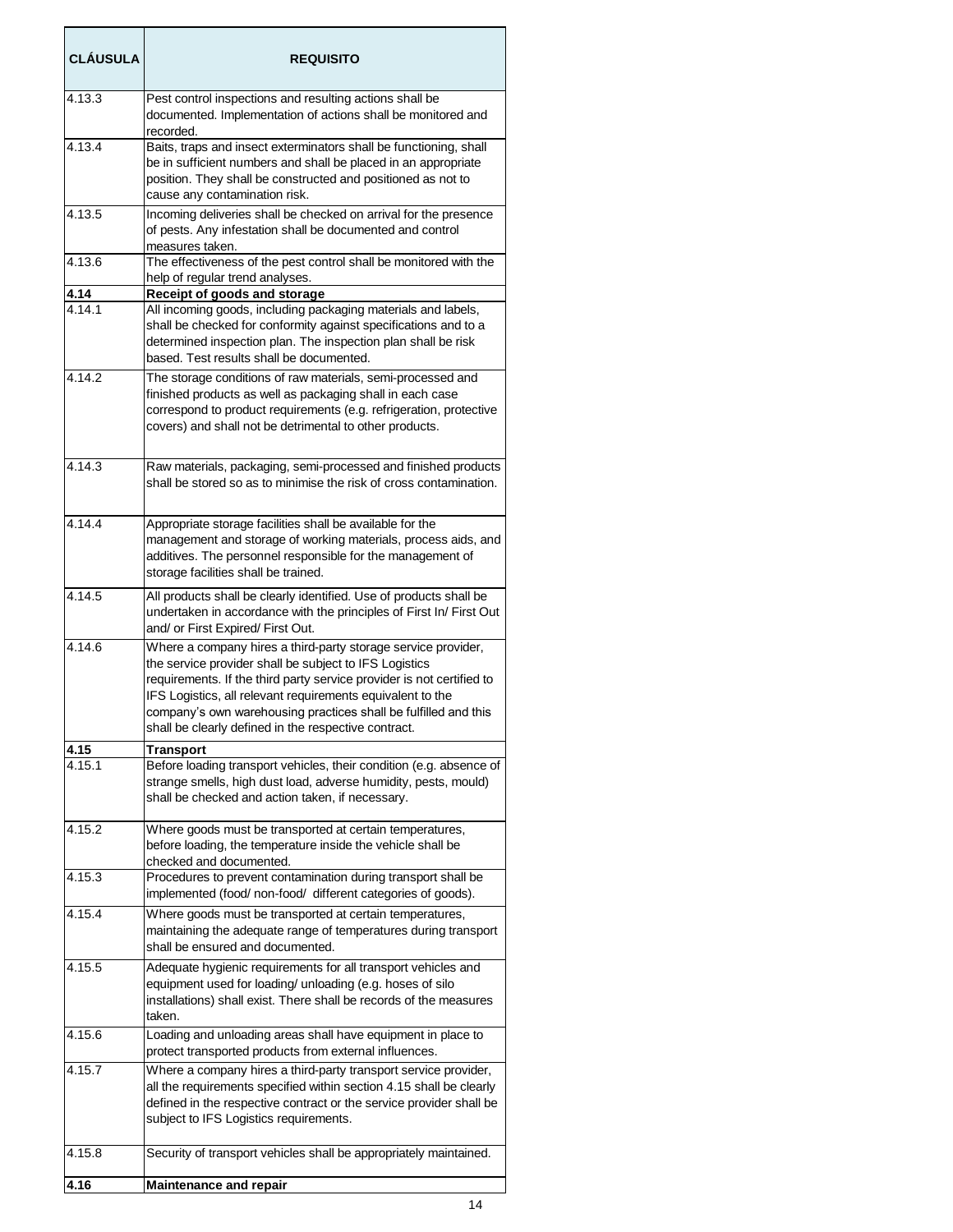| CLÁUSULA | REQUISITO |
|---|---|
| 4.13.3 | Pest control inspections and resulting actions shall be documented. Implementation of actions shall be monitored and recorded. |
| 4.13.4 | Baits, traps and insect exterminators shall be functioning, shall be in sufficient numbers and shall be placed in an appropriate position. They shall be constructed and positioned as not to cause any contamination risk. |
| 4.13.5 | Incoming deliveries shall be checked on arrival for the presence of pests. Any infestation shall be documented and control measures taken. |
| 4.13.6 | The effectiveness of the pest control shall be monitored with the help of regular trend analyses. |
| **4.14** | **Receipt of goods and storage** |
| 4.14.1 | All incoming goods, including packaging materials and labels, shall be checked for conformity against specifications and to a determined inspection plan. The inspection plan shall be risk based. Test results shall be documented. |
| 4.14.2 | The storage conditions of raw materials, semi-processed and finished products as well as packaging shall in each case correspond to product requirements (e.g. refrigeration, protective covers) and shall not be detrimental to other products. |
| 4.14.3 | Raw materials, packaging, semi-processed and finished products shall be stored so as to minimise the risk of cross contamination. |
| 4.14.4 | Appropriate storage facilities shall be available for the management and storage of working materials, process aids, and additives. The personnel responsible for the management of storage facilities shall be trained. |
| 4.14.5 | All products shall be clearly identified. Use of products shall be undertaken in accordance with the principles of First In/ First Out and/ or First Expired/ First Out. |
| 4.14.6 | Where a company hires a third-party storage service provider, the service provider shall be subject to IFS Logistics requirements. If the third party service provider is not certified to IFS Logistics, all relevant requirements equivalent to the company's own warehousing practices shall be fulfilled and this shall be clearly defined in the respective contract. |
| **4.15** | **Transport** |
| 4.15.1 | Before loading transport vehicles, their condition (e.g. absence of strange smells, high dust load, adverse humidity, pests, mould) shall be checked and action taken, if necessary. |
| 4.15.2 | Where goods must be transported at certain temperatures, before loading, the temperature inside the vehicle shall be checked and documented. |
| 4.15.3 | Procedures to prevent contamination during transport shall be implemented (food/ non-food/ different categories of goods). |
| 4.15.4 | Where goods must be transported at certain temperatures, maintaining the adequate range of temperatures during transport shall be ensured and documented. |
| 4.15.5 | Adequate hygienic requirements for all transport vehicles and equipment used for loading/ unloading (e.g. hoses of silo installations) shall exist. There shall be records of the measures taken. |
| 4.15.6 | Loading and unloading areas shall have equipment in place to protect transported products from external influences. |
| 4.15.7 | Where a company hires a third-party transport service provider, all the requirements specified within section 4.15 shall be clearly defined in the respective contract or the service provider shall be subject to IFS Logistics requirements. |
| 4.15.8 | Security of transport vehicles shall be appropriately maintained. |
| **4.16** | **Maintenance and repair** |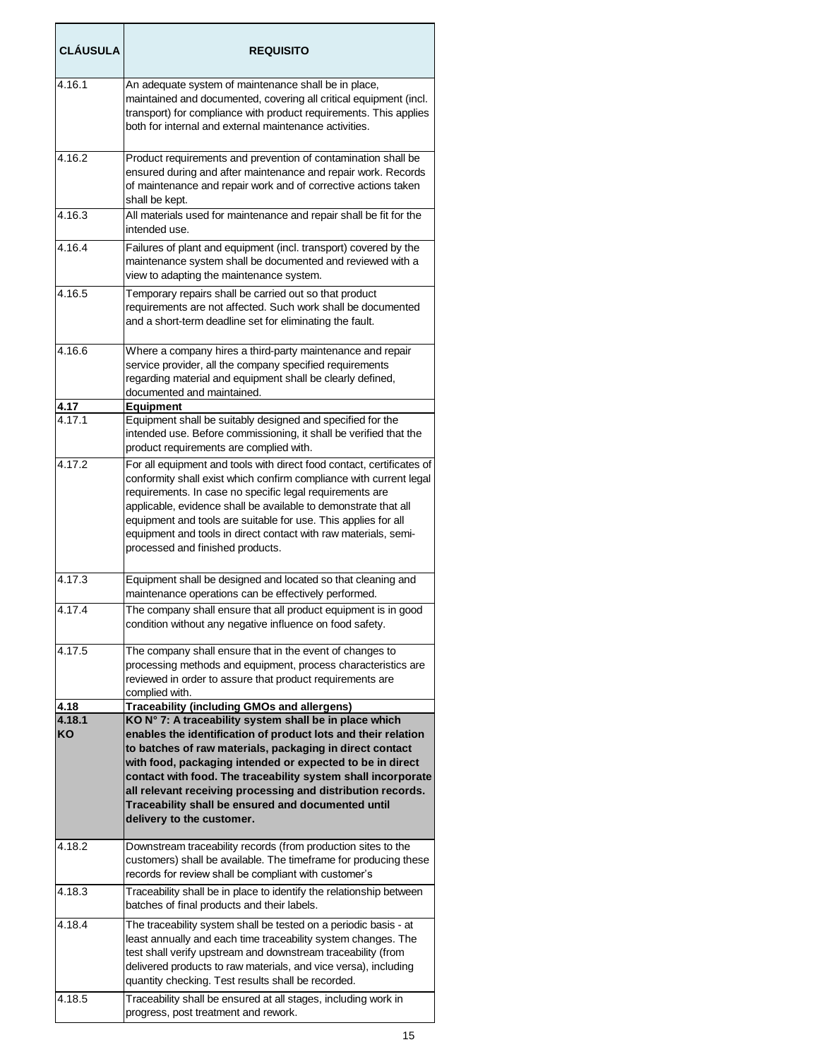| CLÁUSULA | REQUISITO |
|---|---|
| 4.16.1 | An adequate system of maintenance shall be in place, maintained and documented, covering all critical equipment (incl. transport) for compliance with product requirements. This applies both for internal and external maintenance activities. |
| 4.16.2 | Product requirements and prevention of contamination shall be ensured during and after maintenance and repair work. Records of maintenance and repair work and of corrective actions taken shall be kept. |
| 4.16.3 | All materials used for maintenance and repair shall be fit for the intended use. |
| 4.16.4 | Failures of plant and equipment (incl. transport) covered by the maintenance system shall be documented and reviewed with a view to adapting the maintenance system. |
| 4.16.5 | Temporary repairs shall be carried out so that product requirements are not affected. Such work shall be documented and a short-term deadline set for eliminating the fault. |
| 4.16.6 | Where a company hires a third-party maintenance and repair service provider, all the company specified requirements regarding material and equipment shall be clearly defined, documented and maintained. |
| **4.17** | **Equipment** |
| 4.17.1 | Equipment shall be suitably designed and specified for the intended use. Before commissioning, it shall be verified that the product requirements are complied with. |
| 4.17.2 | For all equipment and tools with direct food contact, certificates of conformity shall exist which confirm compliance with current legal requirements. In case no specific legal requirements are applicable, evidence shall be available to demonstrate that all equipment and tools are suitable for use. This applies for all equipment and tools in direct contact with raw materials, semi-processed and finished products. |
| 4.17.3 | Equipment shall be designed and located so that cleaning and maintenance operations can be effectively performed. |
| 4.17.4 | The company shall ensure that all product equipment is in good condition without any negative influence on food safety. |
| 4.17.5 | The company shall ensure that in the event of changes to processing methods and equipment, process characteristics are reviewed in order to assure that product requirements are complied with. |
| **4.18** | **Traceability (including GMOs and allergens)** |
| **4.18.1 KO** | **KO N° 7: A traceability system shall be in place which enables the identification of product lots and their relation to batches of raw materials, packaging in direct contact with food, packaging intended or expected to be in direct contact with food. The traceability system shall incorporate all relevant receiving processing and distribution records. Traceability shall be ensured and documented until delivery to the customer.** |
| 4.18.2 | Downstream traceability records (from production sites to the customers) shall be available. The timeframe for producing these records for review shall be compliant with customer's |
| 4.18.3 | Traceability shall be in place to identify the relationship between batches of final products and their labels. |
| 4.18.4 | The traceability system shall be tested on a periodic basis - at least annually and each time traceability system changes. The test shall verify upstream and downstream traceability (from delivered products to raw materials, and vice versa), including quantity checking. Test results shall be recorded. |
| 4.18.5 | Traceability shall be ensured at all stages, including work in progress, post treatment and rework. |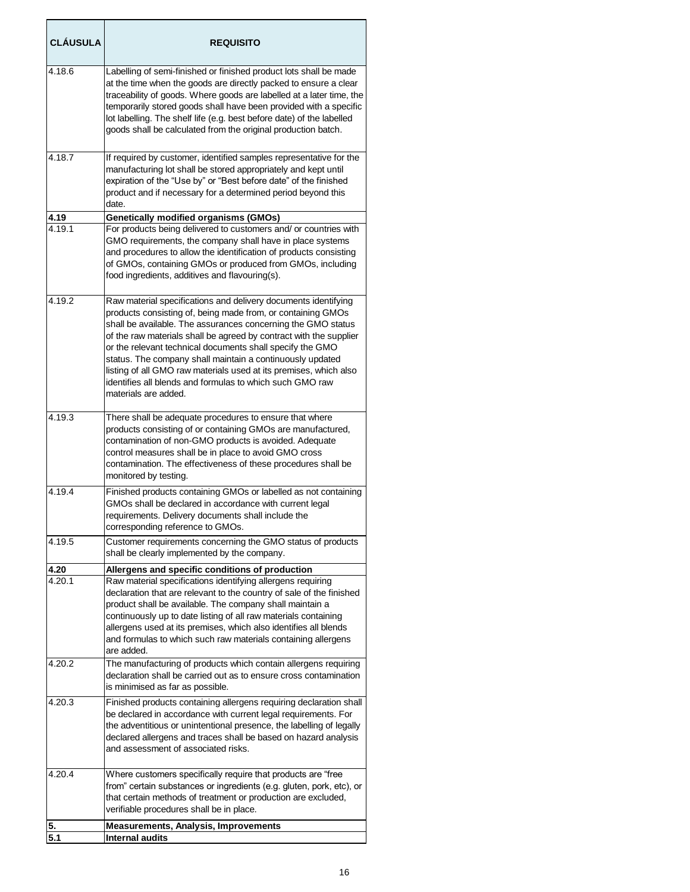| CLÁUSULA | REQUISITO |
| --- | --- |
| 4.18.6 | Labelling of semi-finished or finished product lots shall be made at the time when the goods are directly packed to ensure a clear traceability of goods. Where goods are labelled at a later time, the temporarily stored goods shall have been provided with a specific lot labelling. The shelf life (e.g. best before date) of the labelled goods shall be calculated from the original production batch. |
| 4.18.7 | If required by customer, identified samples representative for the manufacturing lot shall be stored appropriately and kept until expiration of the "Use by" or "Best before date" of the finished product and if necessary for a determined period beyond this date. |
| **4.19** | **Genetically modified organisms (GMOs)** |
| 4.19.1 | For products being delivered to customers and/ or countries with GMO requirements, the company shall have in place systems and procedures to allow the identification of products consisting of GMOs, containing GMOs or produced from GMOs, including food ingredients, additives and flavouring(s). |
| 4.19.2 | Raw material specifications and delivery documents identifying products consisting of, being made from, or containing GMOs shall be available. The assurances concerning the GMO status of the raw materials shall be agreed by contract with the supplier or the relevant technical documents shall specify the GMO status. The company shall maintain a continuously updated listing of all GMO raw materials used at its premises, which also identifies all blends and formulas to which such GMO raw materials are added. |
| 4.19.3 | There shall be adequate procedures to ensure that where products consisting of or containing GMOs are manufactured, contamination of non-GMO products is avoided. Adequate control measures shall be in place to avoid GMO cross contamination. The effectiveness of these procedures shall be monitored by testing. |
| 4.19.4 | Finished products containing GMOs or labelled as not containing GMOs shall be declared in accordance with current legal requirements. Delivery documents shall include the corresponding reference to GMOs. |
| 4.19.5 | Customer requirements concerning the GMO status of products shall be clearly implemented by the company. |
| **4.20** | **Allergens and specific conditions of production** |
| 4.20.1 | Raw material specifications identifying allergens requiring declaration that are relevant to the country of sale of the finished product shall be available. The company shall maintain a continuously up to date listing of all raw materials containing allergens used at its premises, which also identifies all blends and formulas to which such raw materials containing allergens are added. |
| 4.20.2 | The manufacturing of products which contain allergens requiring declaration shall be carried out as to ensure cross contamination is minimised as far as possible. |
| 4.20.3 | Finished products containing allergens requiring declaration shall be declared in accordance with current legal requirements. For the adventitious or unintentional presence, the labelling of legally declared allergens and traces shall be based on hazard analysis and assessment of associated risks. |
| 4.20.4 | Where customers specifically require that products are "free from" certain substances or ingredients (e.g. gluten, pork, etc), or that certain methods of treatment or production are excluded, verifiable procedures shall be in place. |
| **5.** | **Measurements, Analysis, Improvements** |
| **5.1** | **Internal audits** |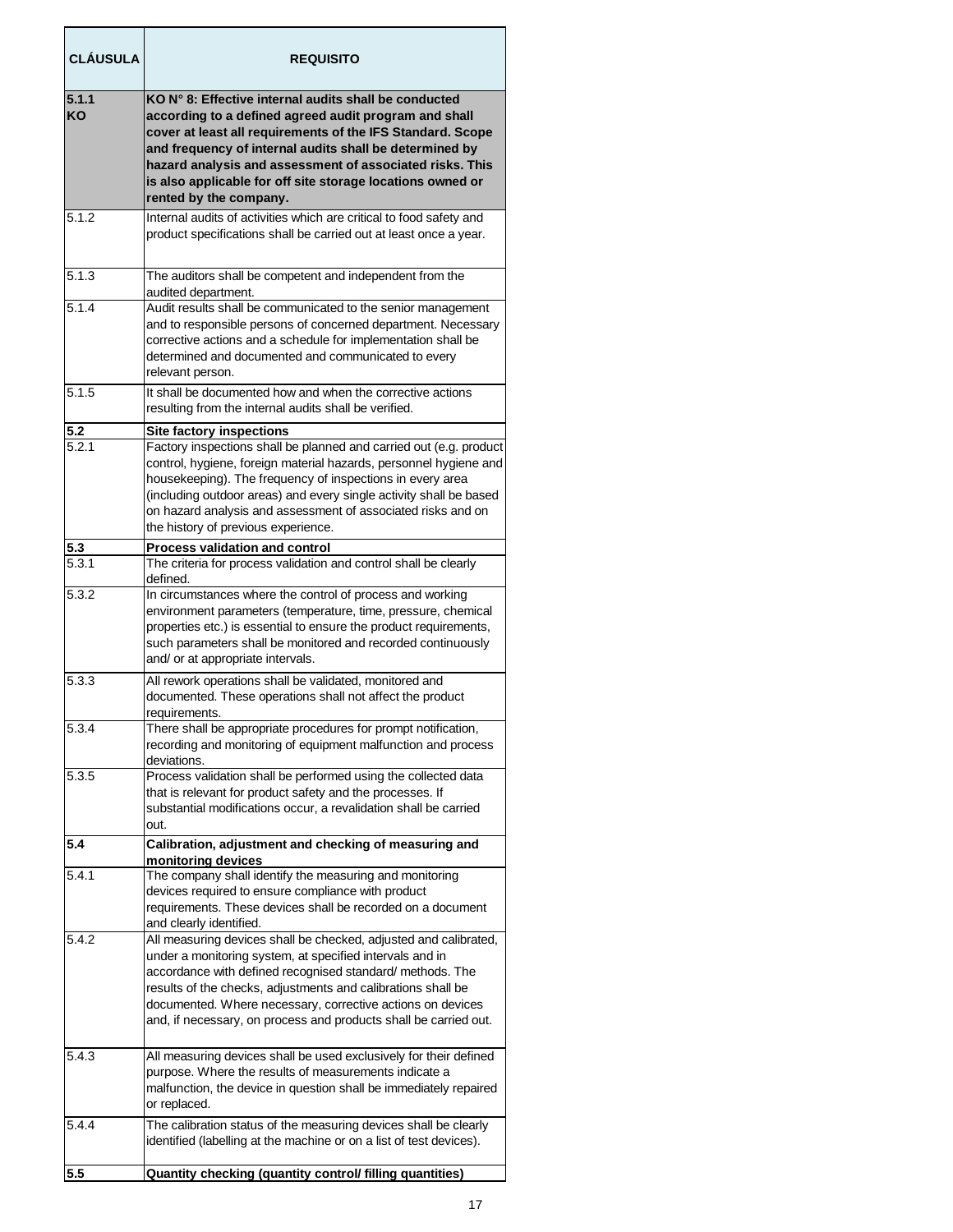| CLÁUSULA | REQUISITO |
|---|---|
| **5.1.1 KO** | **KO N° 8: Effective internal audits shall be conducted according to a defined agreed audit program and shall cover at least all requirements of the IFS Standard. Scope and frequency of internal audits shall be determined by hazard analysis and assessment of associated risks. This is also applicable for off site storage locations owned or rented by the company.** |
| 5.1.2 | Internal audits of activities which are critical to food safety and product specifications shall be carried out at least once a year. |
| 5.1.3 | The auditors shall be competent and independent from the audited department. |
| 5.1.4 | Audit results shall be communicated to the senior management and to responsible persons of concerned department. Necessary corrective actions and a schedule for implementation shall be determined and documented and communicated to every relevant person. |
| 5.1.5 | It shall be documented how and when the corrective actions resulting from the internal audits shall be verified. |
| **5.2** | **Site factory inspections** |
| 5.2.1 | Factory inspections shall be planned and carried out (e.g. product control, hygiene, foreign material hazards, personnel hygiene and housekeeping). The frequency of inspections in every area (including outdoor areas) and every single activity shall be based on hazard analysis and assessment of associated risks and on the history of previous experience. |
| **5.3** | **Process validation and control** |
| 5.3.1 | The criteria for process validation and control shall be clearly defined. |
| 5.3.2 | In circumstances where the control of process and working environment parameters (temperature, time, pressure, chemical properties etc.) is essential to ensure the product requirements, such parameters shall be monitored and recorded continuously and/ or at appropriate intervals. |
| 5.3.3 | All rework operations shall be validated, monitored and documented. These operations shall not affect the product requirements. |
| 5.3.4 | There shall be appropriate procedures for prompt notification, recording and monitoring of equipment malfunction and process deviations. |
| 5.3.5 | Process validation shall be performed using the collected data that is relevant for product safety and the processes. If substantial modifications occur, a revalidation shall be carried out. |
| **5.4** | **Calibration, adjustment and checking of measuring and monitoring devices** |
| 5.4.1 | The company shall identify the measuring and monitoring devices required to ensure compliance with product requirements. These devices shall be recorded on a document and clearly identified. |
| 5.4.2 | All measuring devices shall be checked, adjusted and calibrated, under a monitoring system, at specified intervals and in accordance with defined recognised standard/ methods. The results of the checks, adjustments and calibrations shall be documented. Where necessary, corrective actions on devices and, if necessary, on process and products shall be carried out. |
| 5.4.3 | All measuring devices shall be used exclusively for their defined purpose. Where the results of measurements indicate a malfunction, the device in question shall be immediately repaired or replaced. |
| 5.4.4 | The calibration status of the measuring devices shall be clearly identified (labelling at the machine or on a list of test devices). |
| **5.5** | **Quantity checking (quantity control/ filling quantities)** |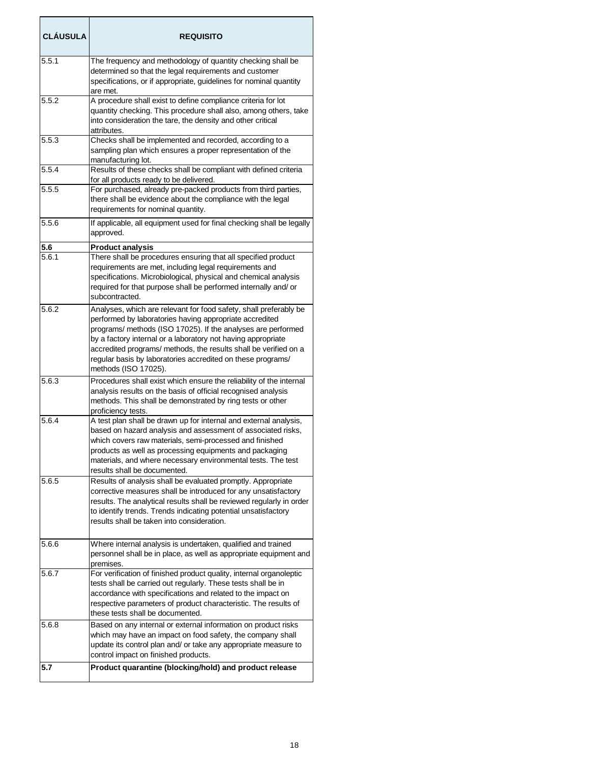| CLÁUSULA | REQUISITO |
|---|---|
| 5.5.1 | The frequency and methodology of quantity checking shall be determined so that the legal requirements and customer specifications, or if appropriate, guidelines for nominal quantity are met. |
| 5.5.2 | A procedure shall exist to define compliance criteria for lot quantity checking. This procedure shall also, among others, take into consideration the tare, the density and other critical attributes. |
| 5.5.3 | Checks shall be implemented and recorded, according to a sampling plan which ensures a proper representation of the manufacturing lot. |
| 5.5.4 | Results of these checks shall be compliant with defined criteria for all products ready to be delivered. |
| 5.5.5 | For purchased, already pre-packed products from third parties, there shall be evidence about the compliance with the legal requirements for nominal quantity. |
| 5.5.6 | If applicable, all equipment used for final checking shall be legally approved. |
| **5.6** | **Product analysis** |
| 5.6.1 | There shall be procedures ensuring that all specified product requirements are met, including legal requirements and specifications. Microbiological, physical and chemical analysis required for that purpose shall be performed internally and/ or subcontracted. |
| 5.6.2 | Analyses, which are relevant for food safety, shall preferably be performed by laboratories having appropriate accredited programs/ methods (ISO 17025). If the analyses are performed by a factory internal or a laboratory not having appropriate accredited programs/ methods, the results shall be verified on a regular basis by laboratories accredited on these programs/ methods (ISO 17025). |
| 5.6.3 | Procedures shall exist which ensure the reliability of the internal analysis results on the basis of official recognised analysis methods. This shall be demonstrated by ring tests or other proficiency tests. |
| 5.6.4 | A test plan shall be drawn up for internal and external analysis, based on hazard analysis and assessment of associated risks, which covers raw materials, semi-processed and finished products as well as processing equipments and packaging materials, and where necessary environmental tests. The test results shall be documented. |
| 5.6.5 | Results of analysis shall be evaluated promptly. Appropriate corrective measures shall be introduced for any unsatisfactory results. The analytical results shall be reviewed regularly in order to identify trends. Trends indicating potential unsatisfactory results shall be taken into consideration. |
| 5.6.6 | Where internal analysis is undertaken, qualified and trained personnel shall be in place, as well as appropriate equipment and premises. |
| 5.6.7 | For verification of finished product quality, internal organoleptic tests shall be carried out regularly. These tests shall be in accordance with specifications and related to the impact on respective parameters of product characteristic. The results of these tests shall be documented. |
| 5.6.8 | Based on any internal or external information on product risks which may have an impact on food safety, the company shall update its control plan and/ or take any appropriate measure to control impact on finished products. |
| **5.7** | **Product quarantine (blocking/hold) and product release** |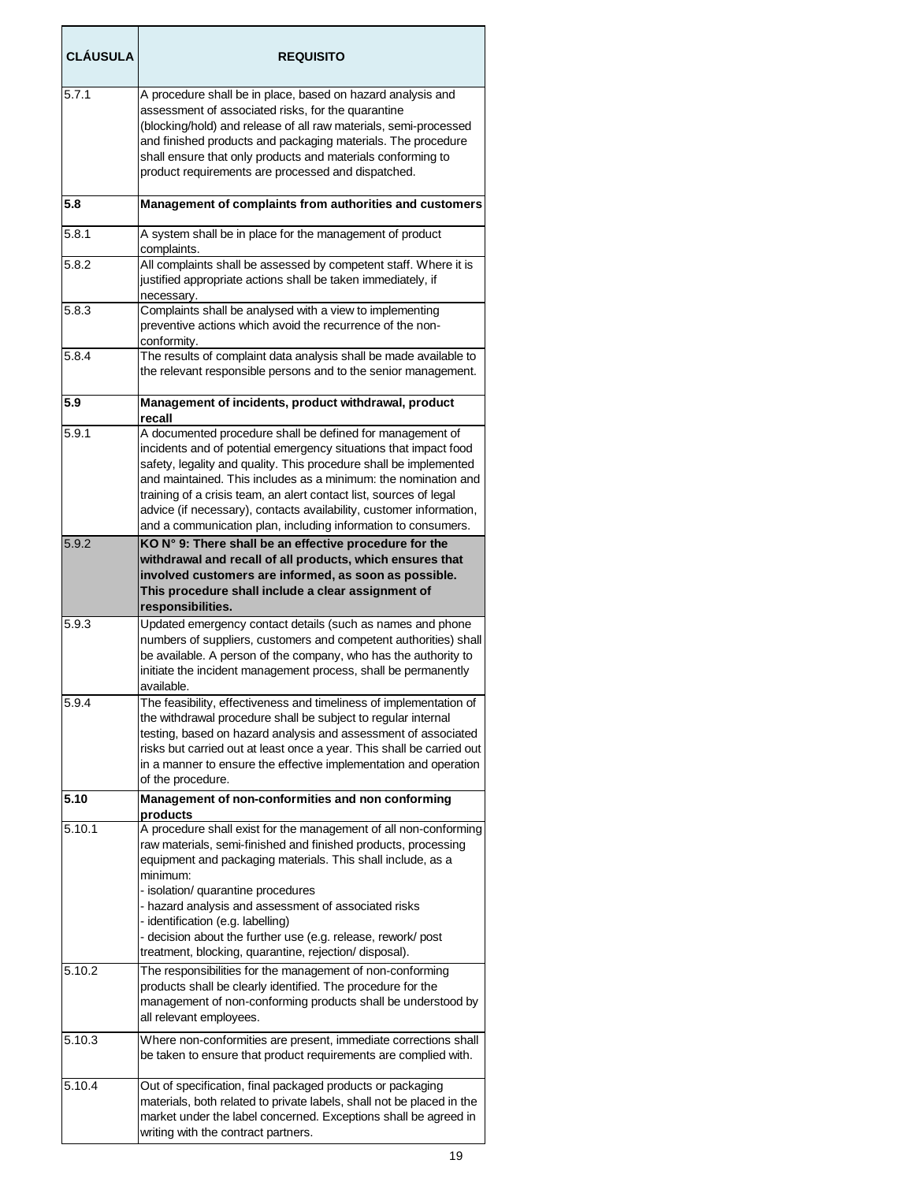| CLÁUSULA | REQUISITO |
|---|---|
| 5.7.1 | A procedure shall be in place, based on hazard analysis and assessment of associated risks, for the quarantine (blocking/hold) and release of all raw materials, semi-processed and finished products and packaging materials. The procedure shall ensure that only products and materials conforming to product requirements are processed and dispatched. |
| **5.8** | **Management of complaints from authorities and customers** |
| 5.8.1 | A system shall be in place for the management of product complaints. |
| 5.8.2 | All complaints shall be assessed by competent staff. Where it is justified appropriate actions shall be taken immediately, if necessary. |
| 5.8.3 | Complaints shall be analysed with a view to implementing preventive actions which avoid the recurrence of the non-conformity. |
| 5.8.4 | The results of complaint data analysis shall be made available to the relevant responsible persons and to the senior management. |
| **5.9** | **Management of incidents, product withdrawal, product recall** |
| 5.9.1 | A documented procedure shall be defined for management of incidents and of potential emergency situations that impact food safety, legality and quality. This procedure shall be implemented and maintained. This includes as a minimum: the nomination and training of a crisis team, an alert contact list, sources of legal advice (if necessary), contacts availability, customer information, and a communication plan, including information to consumers. |
| 5.9.2 | **KO N° 9: There shall be an effective procedure for the withdrawal and recall of all products, which ensures that involved customers are informed, as soon as possible. This procedure shall include a clear assignment of responsibilities.** |
| 5.9.3 | Updated emergency contact details (such as names and phone numbers of suppliers, customers and competent authorities) shall be available. A person of the company, who has the authority to initiate the incident management process, shall be permanently available. |
| 5.9.4 | The feasibility, effectiveness and timeliness of implementation of the withdrawal procedure shall be subject to regular internal testing, based on hazard analysis and assessment of associated risks but carried out at least once a year. This shall be carried out in a manner to ensure the effective implementation and operation of the procedure. |
| **5.10** | **Management of non-conformities and non conforming products** |
| 5.10.1 | A procedure shall exist for the management of all non-conforming raw materials, semi-finished and finished products, processing equipment and packaging materials. This shall include, as a minimum:<br>- isolation/ quarantine procedures<br>- hazard analysis and assessment of associated risks<br>- identification (e.g. labelling)<br>- decision about the further use (e.g. release, rework/ post treatment, blocking, quarantine, rejection/ disposal). |
| 5.10.2 | The responsibilities for the management of non-conforming products shall be clearly identified. The procedure for the management of non-conforming products shall be understood by all relevant employees. |
| 5.10.3 | Where non-conformities are present, immediate corrections shall be taken to ensure that product requirements are complied with. |
| 5.10.4 | Out of specification, final packaged products or packaging materials, both related to private labels, shall not be placed in the market under the label concerned. Exceptions shall be agreed in writing with the contract partners. |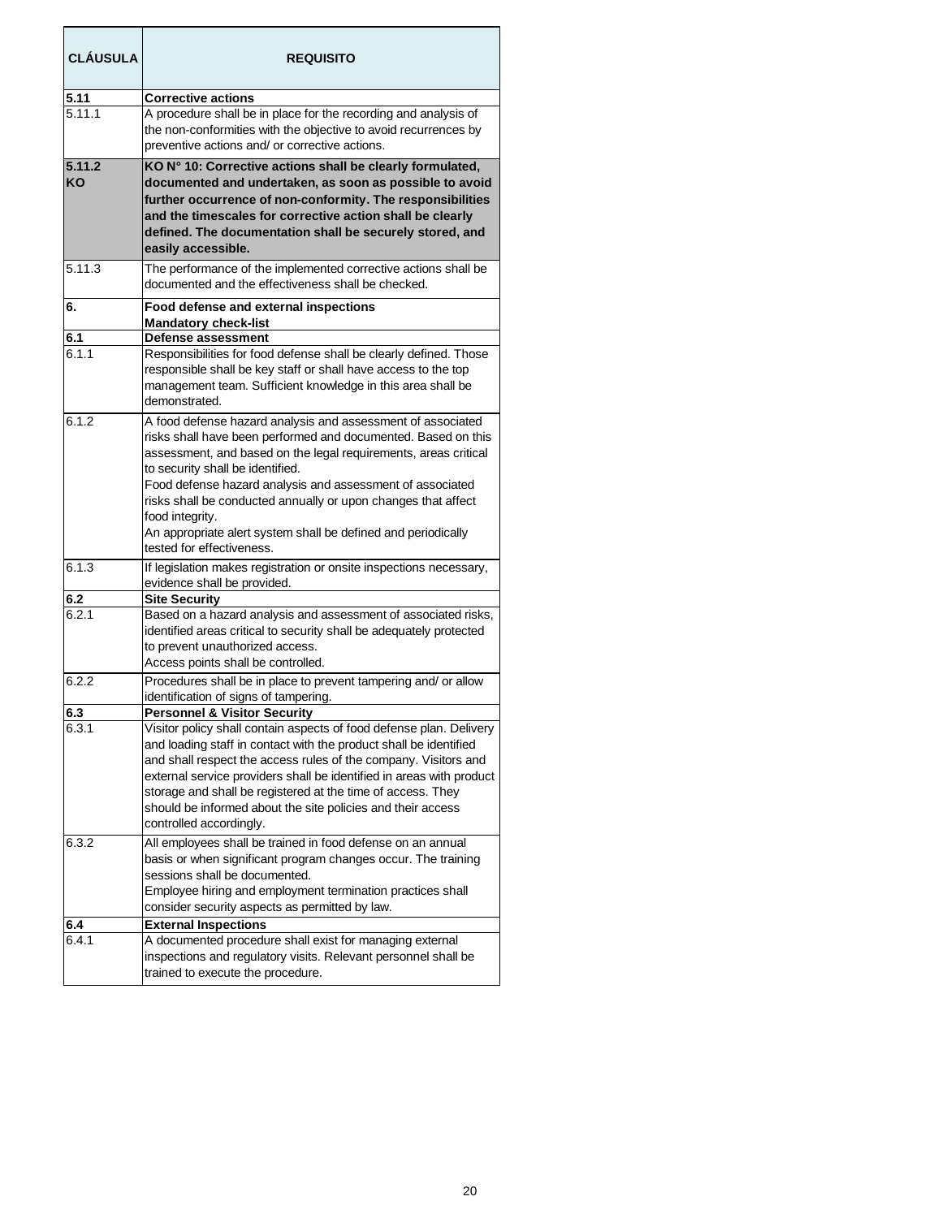| CLÁUSULA | REQUISITO |
|---|---|
| **5.11** | **Corrective actions** |
| 5.11.1 | A procedure shall be in place for the recording and analysis of the non-conformities with the objective to avoid recurrences by preventive actions and/ or corrective actions. |
| **5.11.2 KO** | **KO N° 10: Corrective actions shall be clearly formulated, documented and undertaken, as soon as possible to avoid further occurrence of non-conformity. The responsibilities and the timescales for corrective action shall be clearly defined. The documentation shall be securely stored, and easily accessible.** |
| 5.11.3 | The performance of the implemented corrective actions shall be documented and the effectiveness shall be checked. |
| **6.** | **Food defense and external inspections Mandatory check-list** |
| **6.1** | **Defense assessment** |
| 6.1.1 | Responsibilities for food defense shall be clearly defined. Those responsible shall be key staff or shall have access to the top management team. Sufficient knowledge in this area shall be demonstrated. |
| 6.1.2 | A food defense hazard analysis and assessment of associated risks shall have been performed and documented. Based on this assessment, and based on the legal requirements, areas critical to security shall be identified.<br>Food defense hazard analysis and assessment of associated risks shall be conducted annually or upon changes that affect food integrity.<br>An appropriate alert system shall be defined and periodically tested for effectiveness. |
| 6.1.3 | If legislation makes registration or onsite inspections necessary, evidence shall be provided. |
| **6.2** | **Site Security** |
| 6.2.1 | Based on a hazard analysis and assessment of associated risks, identified areas critical to security shall be adequately protected to prevent unauthorized access.<br>Access points shall be controlled. |
| 6.2.2 | Procedures shall be in place to prevent tampering and/ or allow identification of signs of tampering. |
| **6.3** | **Personnel & Visitor Security** |
| 6.3.1 | Visitor policy shall contain aspects of food defense plan. Delivery and loading staff in contact with the product shall be identified and shall respect the access rules of the company. Visitors and external service providers shall be identified in areas with product storage and shall be registered at the time of access. They should be informed about the site policies and their access controlled accordingly. |
| 6.3.2 | All employees shall be trained in food defense on an annual basis or when significant program changes occur. The training sessions shall be documented.<br>Employee hiring and employment termination practices shall consider security aspects as permitted by law. |
| **6.4** | **External Inspections** |
| 6.4.1 | A documented procedure shall exist for managing external inspections and regulatory visits. Relevant personnel shall be trained to execute the procedure. |